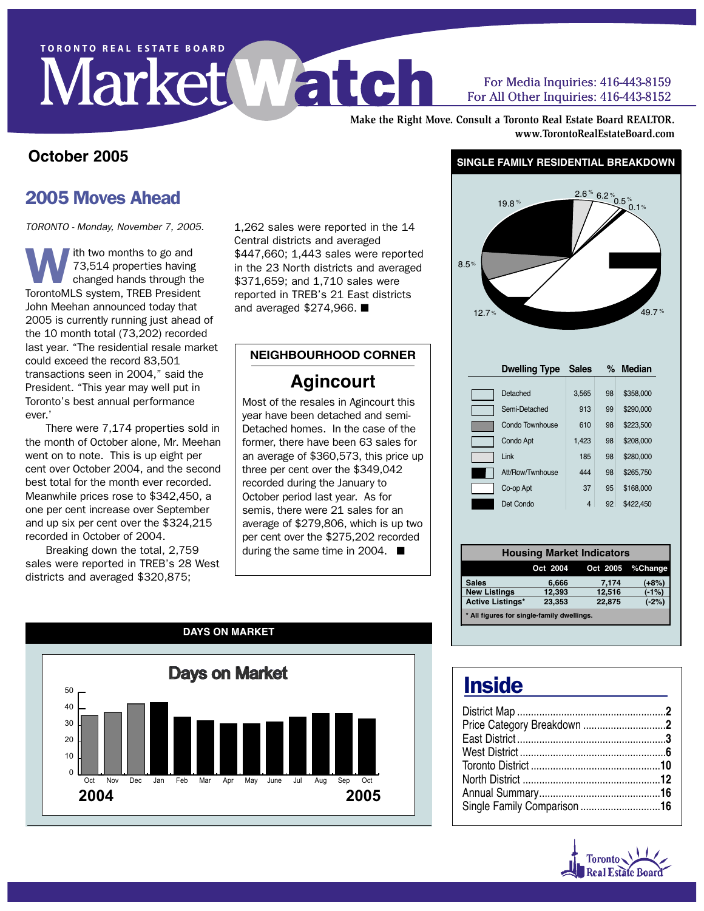TORONTO REAL ESTATE BOARD

# Market Watch

For Media Inquiries: 416-443-8159
For All Other Inquiries: 416-443-8152

**Make the Right Move. Consult a Toronto Real Estate Board REALTOR.**
**www.TorontoRealEstateBoard.com**

## October 2005

## 2005 Moves Ahead

*TORONTO - Monday, November 7, 2005.*

With two months to go and 73,514 properties having changed hands through the TorontoMLS system, TREB President John Meehan announced today that 2005 is currently running just ahead of the 10 month total (73,202) recorded last year. "The residential resale market could exceed the record 83,501 transactions seen in 2004," said the President. "This year may well put in Toronto's best annual performance ever.'

There were 7,174 properties sold in the month of October alone, Mr. Meehan went on to note. This is up eight per cent over October 2004, and the second best total for the month ever recorded. Meanwhile prices rose to $342,450, a one per cent increase over September and up six per cent over the $324,215 recorded in October of 2004.

Breaking down the total, 2,759 sales were reported in TREB's 28 West districts and averaged $320,875; 1,262 sales were reported in the 14 Central districts and averaged $447,660; 1,443 sales were reported in the 23 North districts and averaged $371,659; and 1,710 sales were reported in TREB's 21 East districts and averaged $274,966. ■

### NEIGHBOURHOOD CORNER

### Agincourt

Most of the resales in Agincourt this year have been detached and semi-Detached homes. In the case of the former, there have been 63 sales for an average of $360,573, this price up three per cent over the $349,042 recorded during the January to October period last year. As for semis, there were 21 sales for an average of $279,806, which is up two per cent over the $275,202 recorded during the same time in 2004. ■

### SINGLE FAMILY RESIDENTIAL BREAKDOWN

Pie chart: 49.7%, 12.7%, 8.5%, 19.8%, 2.6%, 6.2%, 0.5%, 0.1%

| Dwelling Type | Sales | % | Median |
|---|---|---|---|
| Detached | 3,565 | 98 | $358,000 |
| Semi-Detached | 913 | 99 | $290,000 |
| Condo Townhouse | 610 | 98 | $223,500 |
| Condo Apt | 1,423 | 98 | $208,000 |
| Link | 185 | 98 | $280,000 |
| Att/Row/Twnhouse | 444 | 98 | $265,750 |
| Co-op Apt | 37 | 95 | $168,000 |
| Det Condo | 4 | 92 | $422,450 |

### Housing Market Indicators

| | Oct 2004 | Oct 2005 | %Change |
|---|---|---|---|
| Sales | 6,666 | 7,174 | (+8%) |
| New Listings | 12,393 | 12,516 | (-1%) |
| Active Listings* | 23,353 | 22,875 | (-2%) |

\* All figures for single-family dwellings.

### DAYS ON MARKET

Days on Market (bar chart, 2004–2005): Oct, Nov, Dec (2004); Jan, Feb, Mar, Apr, May, June, Jul, Aug, Sep, Oct (2005)

## Inside

- District Map .......... 2
- Price Category Breakdown .......... 2
- East District .......... 3
- West District .......... 6
- Toronto District .......... 10
- North District .......... 12
- Annual Summary .......... 16
- Single Family Comparison .......... 16

Toronto Real Estate Board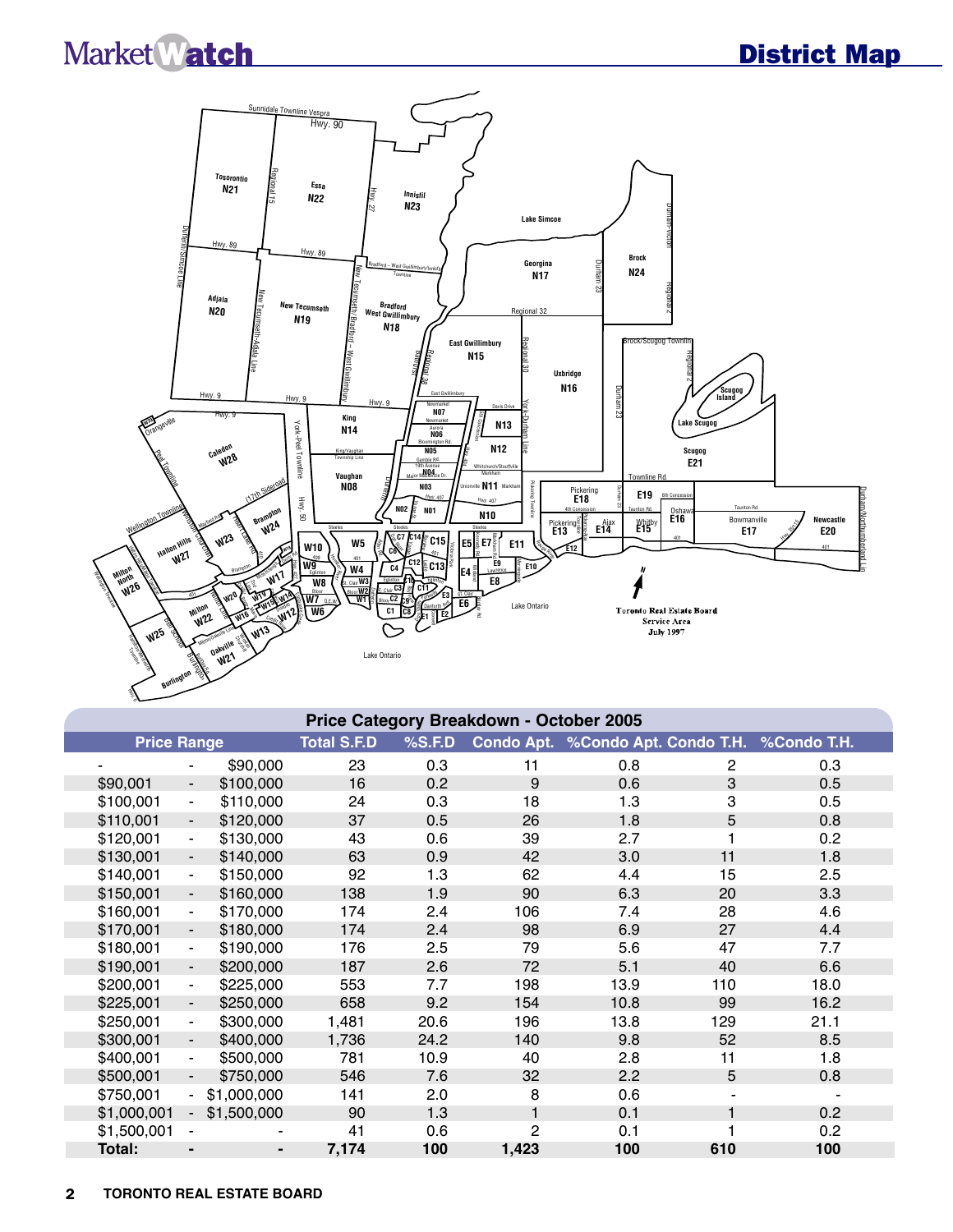## District Map

Toronto Real Estate Board Service Area July 1997

## Price Category Breakdown - October 2005

| Price Range | | | Total S.F.D | %S.F.D | Condo Apt. | %Condo Apt. | Condo T.H. | %Condo T.H. |
|---|---|---|---|---|---|---|---|---|
| - | - | $90,000 | 23 | 0.3 | 11 | 0.8 | 2 | 0.3 |
| $90,001 | - | $100,000 | 16 | 0.2 | 9 | 0.6 | 3 | 0.5 |
| $100,001 | - | $110,000 | 24 | 0.3 | 18 | 1.3 | 3 | 0.5 |
| $110,001 | - | $120,000 | 37 | 0.5 | 26 | 1.8 | 5 | 0.8 |
| $120,001 | - | $130,000 | 43 | 0.6 | 39 | 2.7 | 1 | 0.2 |
| $130,001 | - | $140,000 | 63 | 0.9 | 42 | 3.0 | 11 | 1.8 |
| $140,001 | - | $150,000 | 92 | 1.3 | 62 | 4.4 | 15 | 2.5 |
| $150,001 | - | $160,000 | 138 | 1.9 | 90 | 6.3 | 20 | 3.3 |
| $160,001 | - | $170,000 | 174 | 2.4 | 106 | 7.4 | 28 | 4.6 |
| $170,001 | - | $180,000 | 174 | 2.4 | 98 | 6.9 | 27 | 4.4 |
| $180,001 | - | $190,000 | 176 | 2.5 | 79 | 5.6 | 47 | 7.7 |
| $190,001 | - | $200,000 | 187 | 2.6 | 72 | 5.1 | 40 | 6.6 |
| $200,001 | - | $225,000 | 553 | 7.7 | 198 | 13.9 | 110 | 18.0 |
| $225,001 | - | $250,000 | 658 | 9.2 | 154 | 10.8 | 99 | 16.2 |
| $250,001 | - | $300,000 | 1,481 | 20.6 | 196 | 13.8 | 129 | 21.1 |
| $300,001 | - | $400,000 | 1,736 | 24.2 | 140 | 9.8 | 52 | 8.5 |
| $400,001 | - | $500,000 | 781 | 10.9 | 40 | 2.8 | 11 | 1.8 |
| $500,001 | - | $750,000 | 546 | 7.6 | 32 | 2.2 | 5 | 0.8 |
| $750,001 | - | $1,000,000 | 141 | 2.0 | 8 | 0.6 | - | - |
| $1,000,001 | - | $1,500,000 | 90 | 1.3 | 1 | 0.1 | 1 | 0.2 |
| $1,500,001 | - | - | 41 | 0.6 | 2 | 0.1 | 1 | 0.2 |
| **Total:** | - | - | **7,174** | **100** | **1,423** | **100** | **610** | **100** |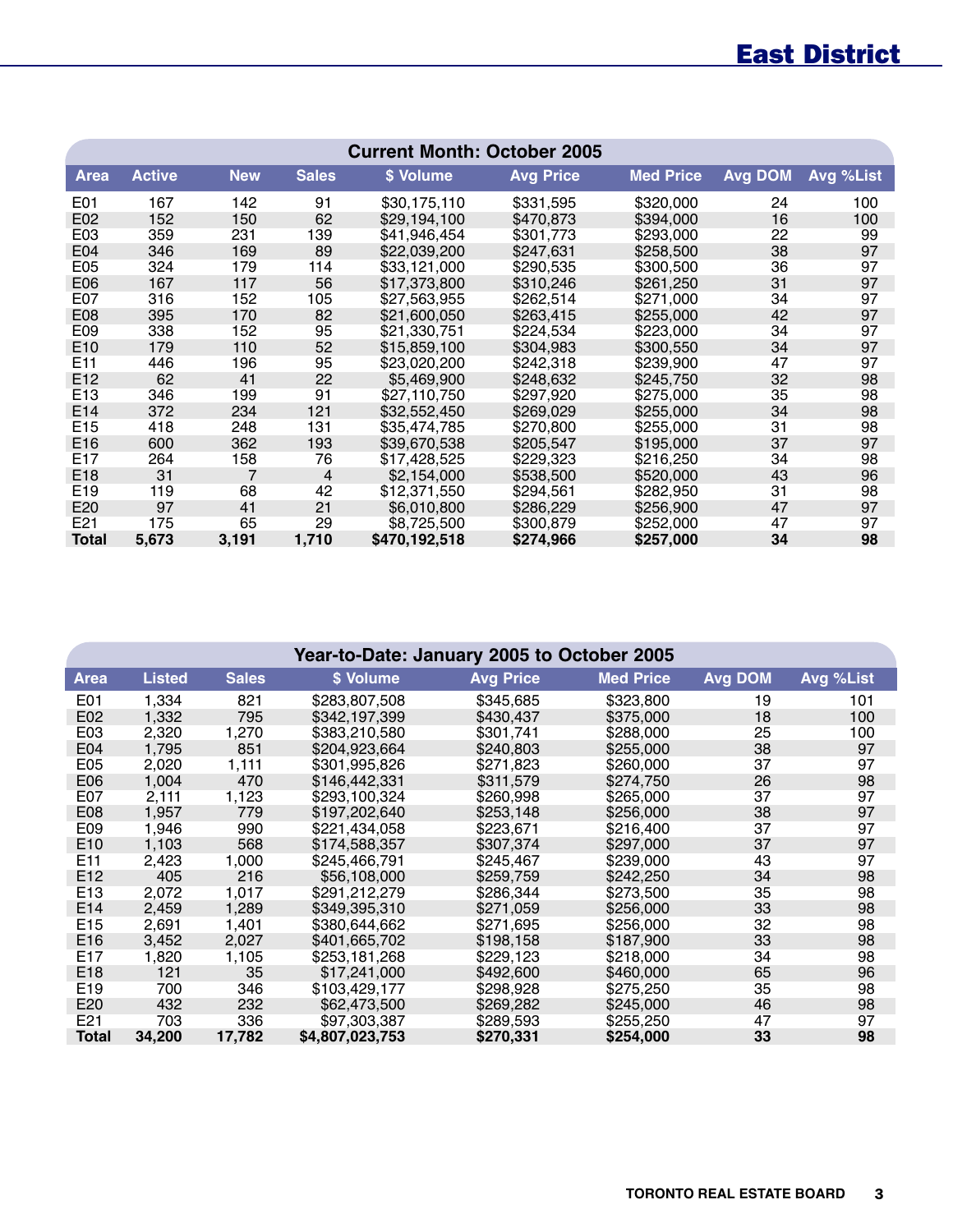# East District

| Current Month: October 2005 | | | | | | | | |
|---|---|---|---|---|---|---|---|---|
| **Area** | **Active** | **New** | **Sales** | **$ Volume** | **Avg Price** | **Med Price** | **Avg DOM** | **Avg %List** |
| E01 | 167 | 142 | 91 | $30,175,110 | $331,595 | $320,000 | 24 | 100 |
| E02 | 152 | 150 | 62 | $29,194,100 | $470,873 | $394,000 | 16 | 100 |
| E03 | 359 | 231 | 139 | $41,946,454 | $301,773 | $293,000 | 22 | 99 |
| E04 | 346 | 169 | 89 | $22,039,200 | $247,631 | $258,500 | 38 | 97 |
| E05 | 324 | 179 | 114 | $33,121,000 | $290,535 | $300,500 | 36 | 97 |
| E06 | 167 | 117 | 56 | $17,373,800 | $310,246 | $261,250 | 31 | 97 |
| E07 | 316 | 152 | 105 | $27,563,955 | $262,514 | $271,000 | 34 | 97 |
| E08 | 395 | 170 | 82 | $21,600,050 | $263,415 | $255,000 | 42 | 97 |
| E09 | 338 | 152 | 95 | $21,330,751 | $224,534 | $223,000 | 34 | 97 |
| E10 | 179 | 110 | 52 | $15,859,100 | $304,983 | $300,550 | 34 | 97 |
| E11 | 446 | 196 | 95 | $23,020,200 | $242,318 | $239,900 | 47 | 97 |
| E12 | 62 | 41 | 22 | $5,469,900 | $248,632 | $245,750 | 32 | 98 |
| E13 | 346 | 199 | 91 | $27,110,750 | $297,920 | $275,000 | 35 | 98 |
| E14 | 372 | 234 | 121 | $32,552,450 | $269,029 | $255,000 | 34 | 98 |
| E15 | 418 | 248 | 131 | $35,474,785 | $270,800 | $255,000 | 31 | 98 |
| E16 | 600 | 362 | 193 | $39,670,538 | $205,547 | $195,000 | 37 | 97 |
| E17 | 264 | 158 | 76 | $17,428,525 | $229,323 | $216,250 | 34 | 98 |
| E18 | 31 | 7 | 4 | $2,154,000 | $538,500 | $520,000 | 43 | 96 |
| E19 | 119 | 68 | 42 | $12,371,550 | $294,561 | $282,950 | 31 | 98 |
| E20 | 97 | 41 | 21 | $6,010,800 | $286,229 | $256,900 | 47 | 97 |
| E21 | 175 | 65 | 29 | $8,725,500 | $300,879 | $252,000 | 47 | 97 |
| **Total** | **5,673** | **3,191** | **1,710** | **$470,192,518** | **$274,966** | **$257,000** | **34** | **98** |

| Year-to-Date: January 2005 to October 2005 | | | | | | | |
|---|---|---|---|---|---|---|---|
| **Area** | **Listed** | **Sales** | **$ Volume** | **Avg Price** | **Med Price** | **Avg DOM** | **Avg %List** |
| E01 | 1,334 | 821 | $283,807,508 | $345,685 | $323,800 | 19 | 101 |
| E02 | 1,332 | 795 | $342,197,399 | $430,437 | $375,000 | 18 | 100 |
| E03 | 2,320 | 1,270 | $383,210,580 | $301,741 | $288,000 | 25 | 100 |
| E04 | 1,795 | 851 | $204,923,664 | $240,803 | $255,000 | 38 | 97 |
| E05 | 2,020 | 1,111 | $301,995,826 | $271,823 | $260,000 | 37 | 97 |
| E06 | 1,004 | 470 | $146,442,331 | $311,579 | $274,750 | 26 | 98 |
| E07 | 2,111 | 1,123 | $293,100,324 | $260,998 | $265,000 | 37 | 97 |
| E08 | 1,957 | 779 | $197,202,640 | $253,148 | $256,000 | 38 | 97 |
| E09 | 1,946 | 990 | $221,434,058 | $223,671 | $216,400 | 37 | 97 |
| E10 | 1,103 | 568 | $174,588,357 | $307,374 | $297,000 | 37 | 97 |
| E11 | 2,423 | 1,000 | $245,466,791 | $245,467 | $239,000 | 43 | 97 |
| E12 | 405 | 216 | $56,108,000 | $259,759 | $242,250 | 34 | 98 |
| E13 | 2,072 | 1,017 | $291,212,279 | $286,344 | $273,500 | 35 | 98 |
| E14 | 2,459 | 1,289 | $349,395,310 | $271,059 | $256,000 | 33 | 98 |
| E15 | 2,691 | 1,401 | $380,644,662 | $271,695 | $256,000 | 32 | 98 |
| E16 | 3,452 | 2,027 | $401,665,702 | $198,158 | $187,900 | 33 | 98 |
| E17 | 1,820 | 1,105 | $253,181,268 | $229,123 | $218,000 | 34 | 98 |
| E18 | 121 | 35 | $17,241,000 | $492,600 | $460,000 | 65 | 96 |
| E19 | 700 | 346 | $103,429,177 | $298,928 | $275,250 | 35 | 98 |
| E20 | 432 | 232 | $62,473,500 | $269,282 | $245,000 | 46 | 98 |
| E21 | 703 | 336 | $97,303,387 | $289,593 | $255,250 | 47 | 97 |
| **Total** | **34,200** | **17,782** | **$4,807,023,753** | **$270,331** | **$254,000** | **33** | **98** |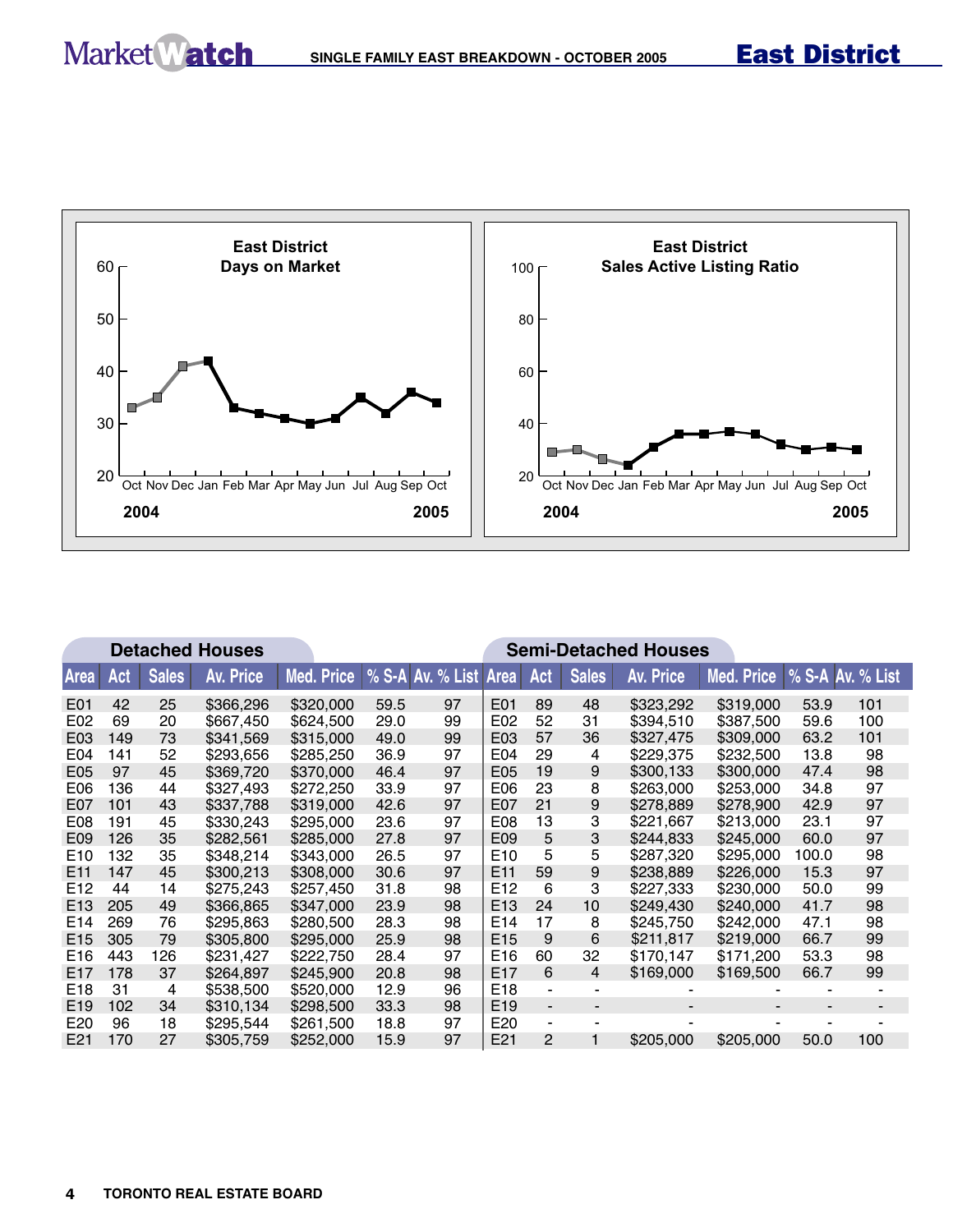# SINGLE FAMILY EAST BREAKDOWN - OCTOBER 2005

## East District

**East District Days on Market**

**East District Sales Active Listing Ratio**

| Detached Houses | | | | | | | Semi-Detached Houses | | | | | | |
|---|---|---|---|---|---|---|---|---|---|---|---|---|---|
| Area | Act | Sales | Av. Price | Med. Price | % S-A | Av. % List | Area | Act | Sales | Av. Price | Med. Price | % S-A | Av. % List |
| E01 | 42 | 25 | $366,296 | $320,000 | 59.5 | 97 | E01 | 89 | 48 | $323,292 | $319,000 | 53.9 | 101 |
| E02 | 69 | 20 | $667,450 | $624,500 | 29.0 | 99 | E02 | 52 | 31 | $394,510 | $387,500 | 59.6 | 100 |
| E03 | 149 | 73 | $341,569 | $315,000 | 49.0 | 99 | E03 | 57 | 36 | $327,475 | $309,000 | 63.2 | 101 |
| E04 | 141 | 52 | $293,656 | $285,250 | 36.9 | 97 | E04 | 29 | 4 | $229,375 | $232,500 | 13.8 | 98 |
| E05 | 97 | 45 | $369,720 | $370,000 | 46.4 | 97 | E05 | 19 | 9 | $300,133 | $300,000 | 47.4 | 98 |
| E06 | 136 | 44 | $327,493 | $272,250 | 33.9 | 97 | E06 | 23 | 8 | $263,000 | $253,000 | 34.8 | 97 |
| E07 | 101 | 43 | $337,788 | $319,000 | 42.6 | 97 | E07 | 21 | 9 | $278,889 | $278,900 | 42.9 | 97 |
| E08 | 191 | 45 | $330,243 | $295,000 | 23.6 | 97 | E08 | 13 | 3 | $221,667 | $213,000 | 23.1 | 97 |
| E09 | 126 | 35 | $282,561 | $285,000 | 27.8 | 97 | E09 | 5 | 3 | $244,833 | $245,000 | 60.0 | 97 |
| E10 | 132 | 35 | $348,214 | $343,000 | 26.5 | 97 | E10 | 5 | 5 | $287,320 | $295,000 | 100.0 | 98 |
| E11 | 147 | 45 | $300,213 | $308,000 | 30.6 | 97 | E11 | 59 | 9 | $238,889 | $226,000 | 15.3 | 97 |
| E12 | 44 | 14 | $275,243 | $257,450 | 31.8 | 98 | E12 | 6 | 3 | $227,333 | $230,000 | 50.0 | 99 |
| E13 | 205 | 49 | $366,865 | $347,000 | 23.9 | 98 | E13 | 24 | 10 | $249,430 | $240,000 | 41.7 | 98 |
| E14 | 269 | 76 | $295,863 | $280,500 | 28.3 | 98 | E14 | 17 | 8 | $245,750 | $242,000 | 47.1 | 98 |
| E15 | 305 | 79 | $305,800 | $295,000 | 25.9 | 98 | E15 | 9 | 6 | $211,817 | $219,000 | 66.7 | 99 |
| E16 | 443 | 126 | $231,427 | $222,750 | 28.4 | 97 | E16 | 60 | 32 | $170,147 | $171,200 | 53.3 | 98 |
| E17 | 178 | 37 | $264,897 | $245,900 | 20.8 | 98 | E17 | 6 | 4 | $169,000 | $169,500 | 66.7 | 99 |
| E18 | 31 | 4 | $538,500 | $520,000 | 12.9 | 96 | E18 | - | - | - | - | - | - |
| E19 | 102 | 34 | $310,134 | $298,500 | 33.3 | 98 | E19 | - | - | - | - | - | - |
| E20 | 96 | 18 | $295,544 | $261,500 | 18.8 | 97 | E20 | - | - | - | - | - | - |
| E21 | 170 | 27 | $305,759 | $252,000 | 15.9 | 97 | E21 | 2 | 1 | $205,000 | $205,000 | 50.0 | 100 |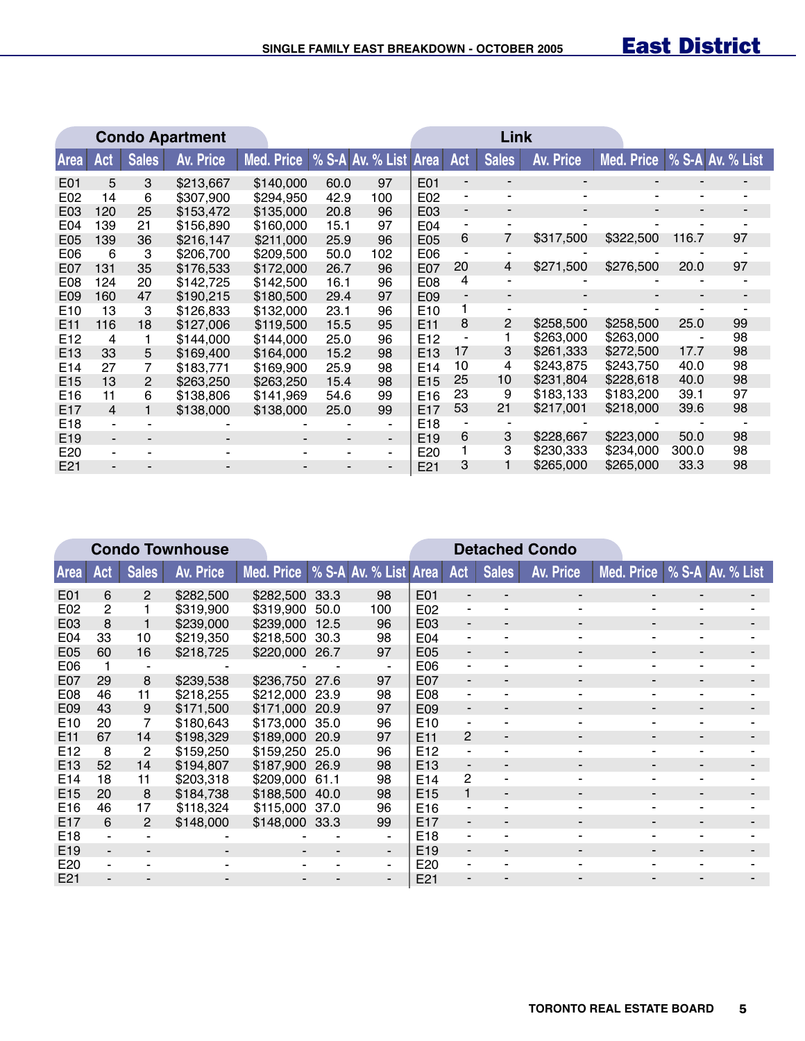# SINGLE FAMILY EAST BREAKDOWN - OCTOBER 2005

## East District

### Condo Apartment

| Area | Act | Sales | Av. Price | Med. Price | % S-A | Av. % List |
|---|---|---|---|---|---|---|
| E01 | 5 | 3 | $213,667 | $140,000 | 60.0 | 97 |
| E02 | 14 | 6 | $307,900 | $294,950 | 42.9 | 100 |
| E03 | 120 | 25 | $153,472 | $135,000 | 20.8 | 96 |
| E04 | 139 | 21 | $156,890 | $160,000 | 15.1 | 97 |
| E05 | 139 | 36 | $216,147 | $211,000 | 25.9 | 96 |
| E06 | 6 | 3 | $206,700 | $209,500 | 50.0 | 102 |
| E07 | 131 | 35 | $176,533 | $172,000 | 26.7 | 96 |
| E08 | 124 | 20 | $142,725 | $142,500 | 16.1 | 96 |
| E09 | 160 | 47 | $190,215 | $180,500 | 29.4 | 97 |
| E10 | 13 | 3 | $126,833 | $132,000 | 23.1 | 96 |
| E11 | 116 | 18 | $127,006 | $119,500 | 15.5 | 95 |
| E12 | 4 | 1 | $144,000 | $144,000 | 25.0 | 96 |
| E13 | 33 | 5 | $169,400 | $164,000 | 15.2 | 98 |
| E14 | 27 | 7 | $183,771 | $169,900 | 25.9 | 98 |
| E15 | 13 | 2 | $263,250 | $263,250 | 15.4 | 98 |
| E16 | 11 | 6 | $138,806 | $141,969 | 54.6 | 99 |
| E17 | 4 | 1 | $138,000 | $138,000 | 25.0 | 99 |
| E18 | - | - | - | - | - | - |
| E19 | - | - | - | - | - | - |
| E20 | - | - | - | - | - | - |
| E21 | - | - | - | - | - | - |

### Link

| Area | Act | Sales | Av. Price | Med. Price | % S-A | Av. % List |
|---|---|---|---|---|---|---|
| E01 | - | - | - | - | - | - |
| E02 | - | - | - | - | - | - |
| E03 | - | - | - | - | - | - |
| E04 | - | - | - | - | - | - |
| E05 | 6 | 7 | $317,500 | $322,500 | 116.7 | 97 |
| E06 | - | - | - | - | - | - |
| E07 | 20 | 4 | $271,500 | $276,500 | 20.0 | 97 |
| E08 | 4 | - | - | - | - | - |
| E09 | - | - | - | - | - | - |
| E10 | 1 | - | - | - | - | - |
| E11 | 8 | 2 | $258,500 | $258,500 | 25.0 | 99 |
| E12 | - | 1 | $263,000 | $263,000 | - | 98 |
| E13 | 17 | 3 | $261,333 | $272,500 | 17.7 | 98 |
| E14 | 10 | 4 | $243,875 | $243,750 | 40.0 | 98 |
| E15 | 25 | 10 | $231,804 | $228,618 | 40.0 | 98 |
| E16 | 23 | 9 | $183,133 | $183,200 | 39.1 | 97 |
| E17 | 53 | 21 | $217,001 | $218,000 | 39.6 | 98 |
| E18 | - | - | - | - | - | - |
| E19 | 6 | 3 | $228,667 | $223,000 | 50.0 | 98 |
| E20 | 1 | 3 | $230,333 | $234,000 | 300.0 | 98 |
| E21 | 3 | 1 | $265,000 | $265,000 | 33.3 | 98 |

### Condo Townhouse

| Area | Act | Sales | Av. Price | Med. Price | % S-A | Av. % List |
|---|---|---|---|---|---|---|
| E01 | 6 | 2 | $282,500 | $282,500 | 33.3 | 98 |
| E02 | 2 | 1 | $319,900 | $319,900 | 50.0 | 100 |
| E03 | 8 | 1 | $239,000 | $239,000 | 12.5 | 96 |
| E04 | 33 | 10 | $219,350 | $218,500 | 30.3 | 98 |
| E05 | 60 | 16 | $218,725 | $220,000 | 26.7 | 97 |
| E06 | 1 | - | - | - | - | - |
| E07 | 29 | 8 | $239,538 | $236,750 | 27.6 | 97 |
| E08 | 46 | 11 | $218,255 | $212,000 | 23.9 | 98 |
| E09 | 43 | 9 | $171,500 | $171,000 | 20.9 | 97 |
| E10 | 20 | 7 | $180,643 | $173,000 | 35.0 | 96 |
| E11 | 67 | 14 | $198,329 | $189,000 | 20.9 | 97 |
| E12 | 8 | 2 | $159,250 | $159,250 | 25.0 | 96 |
| E13 | 52 | 14 | $194,807 | $187,900 | 26.9 | 98 |
| E14 | 18 | 11 | $203,318 | $209,000 | 61.1 | 98 |
| E15 | 20 | 8 | $184,738 | $188,500 | 40.0 | 98 |
| E16 | 46 | 17 | $118,324 | $115,000 | 37.0 | 96 |
| E17 | 6 | 2 | $148,000 | $148,000 | 33.3 | 99 |
| E18 | - | - | - | - | - | - |
| E19 | - | - | - | - | - | - |
| E20 | - | - | - | - | - | - |
| E21 | - | - | - | - | - | - |

### Detached Condo

| Area | Act | Sales | Av. Price | Med. Price | % S-A | Av. % List |
|---|---|---|---|---|---|---|
| E01 | - | - | - | - | - | - |
| E02 | - | - | - | - | - | - |
| E03 | - | - | - | - | - | - |
| E04 | - | - | - | - | - | - |
| E05 | - | - | - | - | - | - |
| E06 | - | - | - | - | - | - |
| E07 | - | - | - | - | - | - |
| E08 | - | - | - | - | - | - |
| E09 | - | - | - | - | - | - |
| E10 | - | - | - | - | - | - |
| E11 | 2 | - | - | - | - | - |
| E12 | - | - | - | - | - | - |
| E13 | - | - | - | - | - | - |
| E14 | 2 | - | - | - | - | - |
| E15 | 1 | - | - | - | - | - |
| E16 | - | - | - | - | - | - |
| E17 | - | - | - | - | - | - |
| E18 | - | - | - | - | - | - |
| E19 | - | - | - | - | - | - |
| E20 | - | - | - | - | - | - |
| E21 | - | - | - | - | - | - |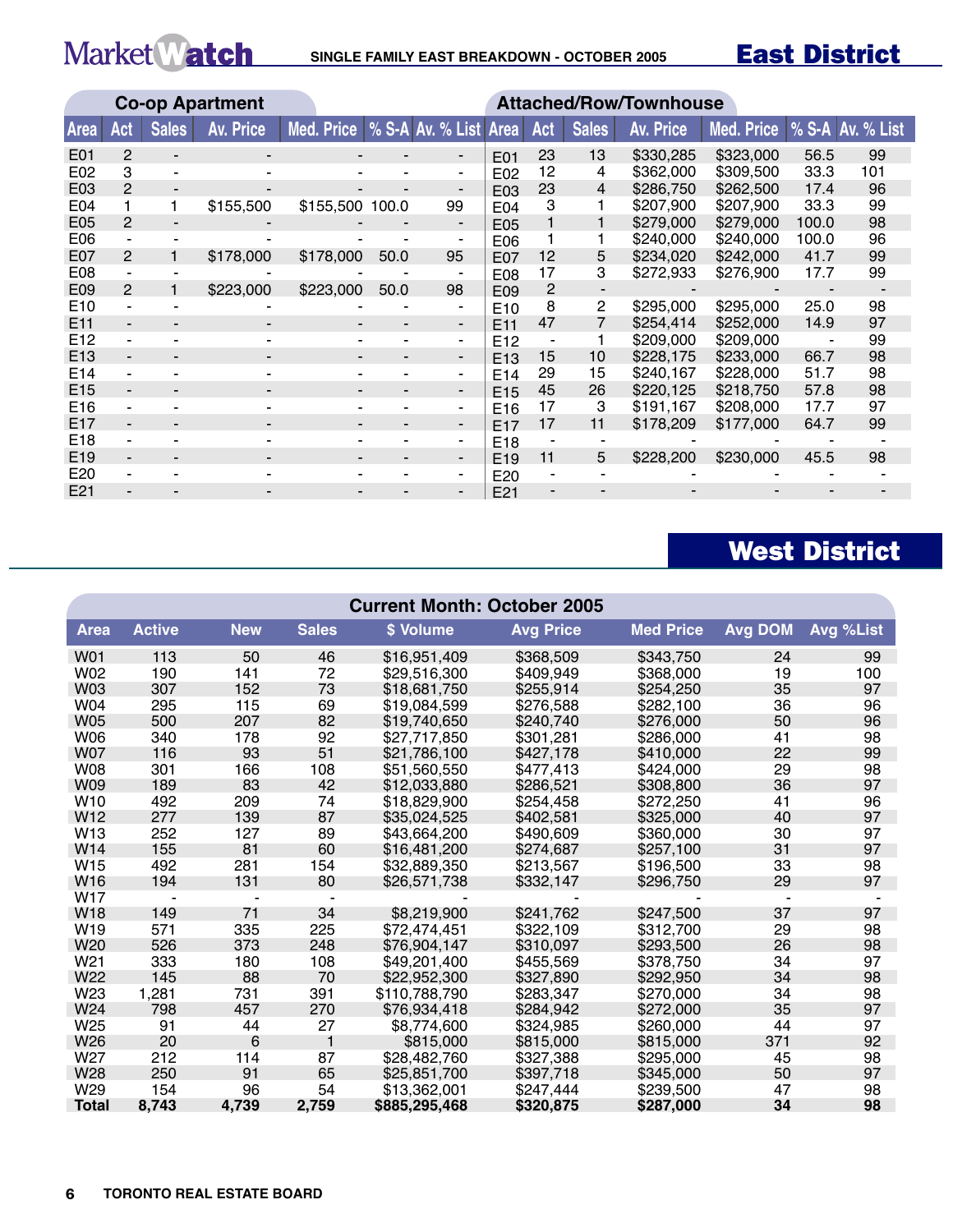# SINGLE FAMILY EAST BREAKDOWN - OCTOBER 2005

## East District

### Co-op Apartment

| Area | Act | Sales | Av. Price | Med. Price | % S-A | Av. % List |
|---|---|---|---|---|---|---|
| E01 | 2 | - | - | - | - | - |
| E02 | 3 | - | - | - | - | - |
| E03 | 2 | - | - | - | - | - |
| E04 | 1 | 1 | $155,500 | $155,500 | 100.0 | 99 |
| E05 | 2 | - | - | - | - | - |
| E06 | - | - | - | - | - | - |
| E07 | 2 | 1 | $178,000 | $178,000 | 50.0 | 95 |
| E08 | - | - | - | - | - | - |
| E09 | 2 | 1 | $223,000 | $223,000 | 50.0 | 98 |
| E10 | - | - | - | - | - | - |
| E11 | - | - | - | - | - | - |
| E12 | - | - | - | - | - | - |
| E13 | - | - | - | - | - | - |
| E14 | - | - | - | - | - | - |
| E15 | - | - | - | - | - | - |
| E16 | - | - | - | - | - | - |
| E17 | - | - | - | - | - | - |
| E18 | - | - | - | - | - | - |
| E19 | - | - | - | - | - | - |
| E20 | - | - | - | - | - | - |
| E21 | - | - | - | - | - | - |

### Attached/Row/Townhouse

| Area | Act | Sales | Av. Price | Med. Price | % S-A | Av. % List |
|---|---|---|---|---|---|---|
| E01 | 23 | 13 | $330,285 | $323,000 | 56.5 | 99 |
| E02 | 12 | 4 | $362,000 | $309,500 | 33.3 | 101 |
| E03 | 23 | 4 | $286,750 | $262,500 | 17.4 | 96 |
| E04 | 3 | 1 | $207,900 | $207,900 | 33.3 | 99 |
| E05 | 1 | 1 | $279,000 | $279,000 | 100.0 | 98 |
| E06 | 1 | 1 | $240,000 | $240,000 | 100.0 | 96 |
| E07 | 12 | 5 | $234,020 | $242,000 | 41.7 | 99 |
| E08 | 17 | 3 | $272,933 | $276,900 | 17.7 | 99 |
| E09 | 2 | - | - | - | - | - |
| E10 | 8 | 2 | $295,000 | $295,000 | 25.0 | 98 |
| E11 | 47 | 7 | $254,414 | $252,000 | 14.9 | 97 |
| E12 | - | 1 | $209,000 | $209,000 | - | 99 |
| E13 | 15 | 10 | $228,175 | $233,000 | 66.7 | 98 |
| E14 | 29 | 15 | $240,167 | $228,000 | 51.7 | 98 |
| E15 | 45 | 26 | $220,125 | $218,750 | 57.8 | 98 |
| E16 | 17 | 3 | $191,167 | $208,000 | 17.7 | 97 |
| E17 | 17 | 11 | $178,209 | $177,000 | 64.7 | 99 |
| E18 | - | - | - | - | - | - |
| E19 | 11 | 5 | $228,200 | $230,000 | 45.5 | 98 |
| E20 | - | - | - | - | - | - |
| E21 | - | - | - | - | - | - |

## West District

### Current Month: October 2005

| Area | Active | New | Sales | $ Volume | Avg Price | Med Price | Avg DOM | Avg %List |
|---|---|---|---|---|---|---|---|---|
| W01 | 113 | 50 | 46 | $16,951,409 | $368,509 | $343,750 | 24 | 99 |
| W02 | 190 | 141 | 72 | $29,516,300 | $409,949 | $368,000 | 19 | 100 |
| W03 | 307 | 152 | 73 | $18,681,750 | $255,914 | $254,250 | 35 | 97 |
| W04 | 295 | 115 | 69 | $19,084,599 | $276,588 | $282,100 | 36 | 96 |
| W05 | 500 | 207 | 82 | $19,740,650 | $240,740 | $276,000 | 50 | 96 |
| W06 | 340 | 178 | 92 | $27,717,850 | $301,281 | $286,000 | 41 | 98 |
| W07 | 116 | 93 | 51 | $21,786,100 | $427,178 | $410,000 | 22 | 99 |
| W08 | 301 | 166 | 108 | $51,560,550 | $477,413 | $424,000 | 29 | 98 |
| W09 | 189 | 83 | 42 | $12,033,880 | $286,521 | $308,800 | 36 | 97 |
| W10 | 492 | 209 | 74 | $18,829,900 | $254,458 | $272,250 | 41 | 96 |
| W12 | 277 | 139 | 87 | $35,024,525 | $402,581 | $325,000 | 40 | 97 |
| W13 | 252 | 127 | 89 | $43,664,200 | $490,609 | $360,000 | 30 | 97 |
| W14 | 155 | 81 | 60 | $16,481,200 | $274,687 | $257,100 | 31 | 97 |
| W15 | 492 | 281 | 154 | $32,889,350 | $213,567 | $196,500 | 33 | 98 |
| W16 | 194 | 131 | 80 | $26,571,738 | $332,147 | $296,750 | 29 | 97 |
| W17 | - | - | - | - | - | - | - | - |
| W18 | 149 | 71 | 34 | $8,219,900 | $241,762 | $247,500 | 37 | 97 |
| W19 | 571 | 335 | 225 | $72,474,451 | $322,109 | $312,700 | 29 | 98 |
| W20 | 526 | 373 | 248 | $76,904,147 | $310,097 | $293,500 | 26 | 98 |
| W21 | 333 | 180 | 108 | $49,201,400 | $455,569 | $378,750 | 34 | 97 |
| W22 | 145 | 88 | 70 | $22,952,300 | $327,890 | $292,950 | 34 | 98 |
| W23 | 1,281 | 731 | 391 | $110,788,790 | $283,347 | $270,000 | 34 | 98 |
| W24 | 798 | 457 | 270 | $76,934,418 | $284,942 | $272,000 | 35 | 97 |
| W25 | 91 | 44 | 27 | $8,774,600 | $324,985 | $260,000 | 44 | 97 |
| W26 | 20 | 6 | 1 | $815,000 | $815,000 | $815,000 | 371 | 92 |
| W27 | 212 | 114 | 87 | $28,482,760 | $327,388 | $295,000 | 45 | 98 |
| W28 | 250 | 91 | 65 | $25,851,700 | $397,718 | $345,000 | 50 | 97 |
| W29 | 154 | 96 | 54 | $13,362,001 | $247,444 | $239,500 | 47 | 98 |
| **Total** | **8,743** | **4,739** | **2,759** | **$885,295,468** | **$320,875** | **$287,000** | **34** | **98** |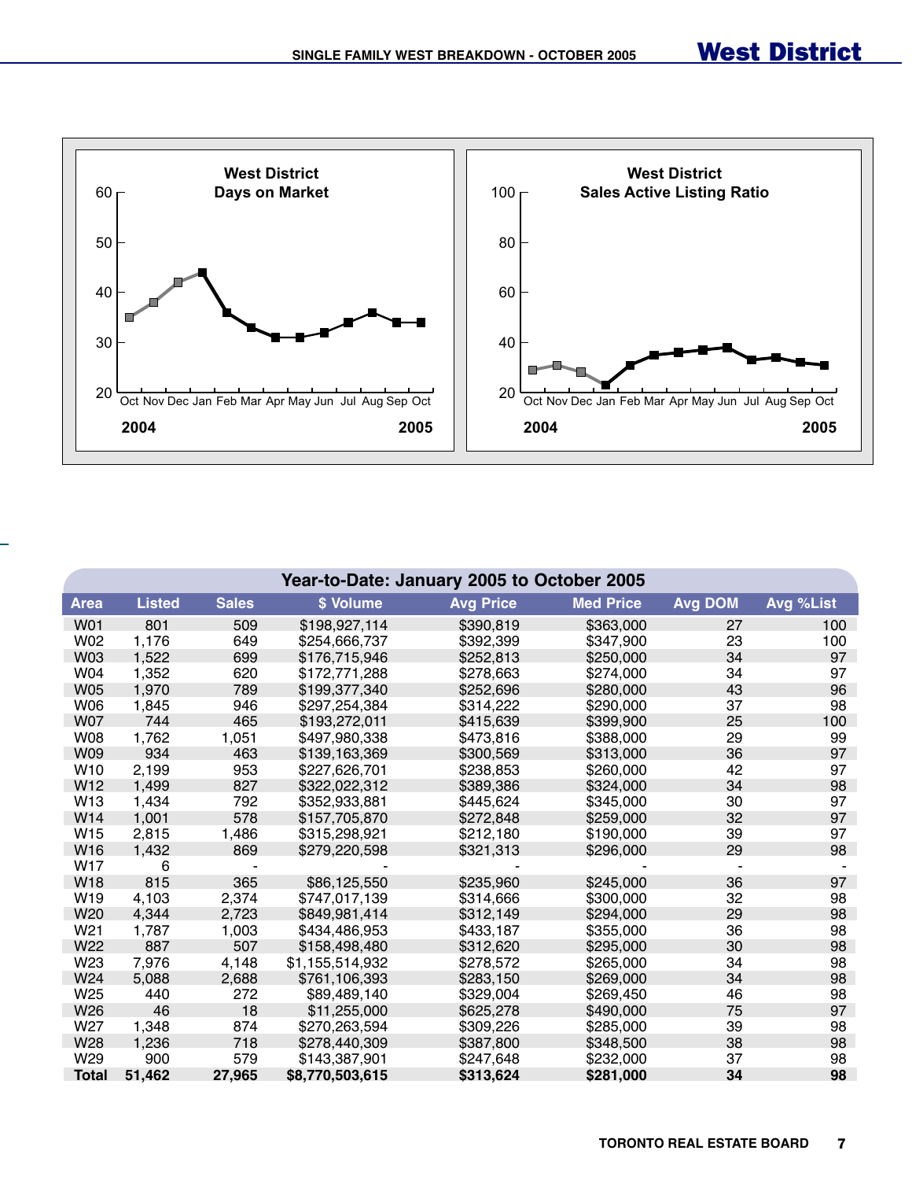# West District

## SINGLE FAMILY WEST BREAKDOWN - OCTOBER 2005

**West District Days on Market**

**West District Sales Active Listing Ratio**

### Year-to-Date: January 2005 to October 2005

| Area | Listed | Sales | $ Volume | Avg Price | Med Price | Avg DOM | Avg %List |
|---|---|---|---|---|---|---|---|
| W01 | 801 | 509 | $198,927,114 | $390,819 | $363,000 | 27 | 100 |
| W02 | 1,176 | 649 | $254,666,737 | $392,399 | $347,900 | 23 | 100 |
| W03 | 1,522 | 699 | $176,715,946 | $252,813 | $250,000 | 34 | 97 |
| W04 | 1,352 | 620 | $172,771,288 | $278,663 | $274,000 | 34 | 97 |
| W05 | 1,970 | 789 | $199,377,340 | $252,696 | $280,000 | 43 | 96 |
| W06 | 1,845 | 946 | $297,254,384 | $314,222 | $290,000 | 37 | 98 |
| W07 | 744 | 465 | $193,272,011 | $415,639 | $399,900 | 25 | 100 |
| W08 | 1,762 | 1,051 | $497,980,338 | $473,816 | $388,000 | 29 | 99 |
| W09 | 934 | 463 | $139,163,369 | $300,569 | $313,000 | 36 | 97 |
| W10 | 2,199 | 953 | $227,626,701 | $238,853 | $260,000 | 42 | 97 |
| W12 | 1,499 | 827 | $322,022,312 | $389,386 | $324,000 | 34 | 98 |
| W13 | 1,434 | 792 | $352,933,881 | $445,624 | $345,000 | 30 | 97 |
| W14 | 1,001 | 578 | $157,705,870 | $272,848 | $259,000 | 32 | 97 |
| W15 | 2,815 | 1,486 | $315,298,921 | $212,180 | $190,000 | 39 | 97 |
| W16 | 1,432 | 869 | $279,220,598 | $321,313 | $296,000 | 29 | 98 |
| W17 | 6 | - | - | - | - | - | - |
| W18 | 815 | 365 | $86,125,550 | $235,960 | $245,000 | 36 | 97 |
| W19 | 4,103 | 2,374 | $747,017,139 | $314,666 | $300,000 | 32 | 98 |
| W20 | 4,344 | 2,723 | $849,981,414 | $312,149 | $294,000 | 29 | 98 |
| W21 | 1,787 | 1,003 | $434,486,953 | $433,187 | $355,000 | 36 | 98 |
| W22 | 887 | 507 | $158,498,480 | $312,620 | $295,000 | 30 | 98 |
| W23 | 7,976 | 4,148 | $1,155,514,932 | $278,572 | $265,000 | 34 | 98 |
| W24 | 5,088 | 2,688 | $761,106,393 | $283,150 | $269,000 | 34 | 98 |
| W25 | 440 | 272 | $89,489,140 | $329,004 | $269,450 | 46 | 98 |
| W26 | 46 | 18 | $11,255,000 | $625,278 | $490,000 | 75 | 97 |
| W27 | 1,348 | 874 | $270,263,594 | $309,226 | $285,000 | 39 | 98 |
| W28 | 1,236 | 718 | $278,440,309 | $387,800 | $348,500 | 38 | 98 |
| W29 | 900 | 579 | $143,387,901 | $247,648 | $232,000 | 37 | 98 |
| **Total** | **51,462** | **27,965** | **$8,770,503,615** | **$313,624** | **$281,000** | **34** | **98** |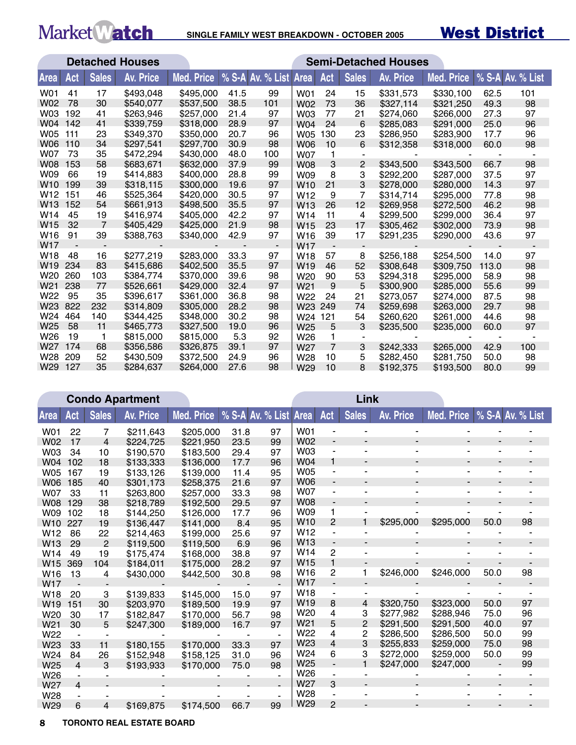# MarketWatch

## SINGLE FAMILY WEST BREAKDOWN - OCTOBER 2005

## West District

### Detached Houses

| Area | Act | Sales | Av. Price | Med. Price | % S-A | Av. % List |
|---|---|---|---|---|---|---|
| W01 | 41 | 17 | $493,048 | $495,000 | 41.5 | 99 |
| W02 | 78 | 30 | $540,077 | $537,500 | 38.5 | 101 |
| W03 | 192 | 41 | $263,946 | $257,000 | 21.4 | 97 |
| W04 | 142 | 41 | $339,759 | $318,000 | 28.9 | 97 |
| W05 | 111 | 23 | $349,370 | $350,000 | 20.7 | 96 |
| W06 | 110 | 34 | $297,541 | $297,700 | 30.9 | 98 |
| W07 | 73 | 35 | $472,294 | $430,000 | 48.0 | 100 |
| W08 | 153 | 58 | $683,671 | $632,000 | 37.9 | 99 |
| W09 | 66 | 19 | $414,883 | $400,000 | 28.8 | 99 |
| W10 | 199 | 39 | $318,115 | $300,000 | 19.6 | 97 |
| W12 | 151 | 46 | $525,364 | $420,000 | 30.5 | 97 |
| W13 | 152 | 54 | $661,913 | $498,500 | 35.5 | 97 |
| W14 | 45 | 19 | $416,974 | $405,000 | 42.2 | 97 |
| W15 | 32 | 7 | $405,429 | $425,000 | 21.9 | 98 |
| W16 | 91 | 39 | $388,763 | $340,000 | 42.9 | 97 |
| W17 | - | - | - | - | - | - |
| W18 | 48 | 16 | $277,219 | $283,000 | 33.3 | 97 |
| W19 | 234 | 83 | $415,686 | $402,500 | 35.5 | 97 |
| W20 | 260 | 103 | $384,774 | $370,000 | 39.6 | 98 |
| W21 | 238 | 77 | $526,661 | $429,000 | 32.4 | 97 |
| W22 | 95 | 35 | $396,617 | $361,000 | 36.8 | 98 |
| W23 | 822 | 232 | $314,809 | $305,000 | 28.2 | 98 |
| W24 | 464 | 140 | $344,425 | $348,000 | 30.2 | 98 |
| W25 | 58 | 11 | $465,773 | $327,500 | 19.0 | 96 |
| W26 | 19 | 1 | $815,000 | $815,000 | 5.3 | 92 |
| W27 | 174 | 68 | $356,586 | $326,875 | 39.1 | 97 |
| W28 | 209 | 52 | $430,509 | $372,500 | 24.9 | 96 |
| W29 | 127 | 35 | $284,637 | $264,000 | 27.6 | 98 |

### Semi-Detached Houses

| Area | Act | Sales | Av. Price | Med. Price | % S-A | Av. % List |
|---|---|---|---|---|---|---|
| W01 | 24 | 15 | $331,573 | $330,100 | 62.5 | 101 |
| W02 | 73 | 36 | $327,114 | $321,250 | 49.3 | 98 |
| W03 | 77 | 21 | $274,060 | $266,000 | 27.3 | 97 |
| W04 | 24 | 6 | $285,083 | $291,000 | 25.0 | 96 |
| W05 | 130 | 23 | $286,950 | $283,900 | 17.7 | 96 |
| W06 | 10 | 6 | $312,358 | $318,000 | 60.0 | 98 |
| W07 | 1 | - | - | - | - | - |
| W08 | 3 | 2 | $343,500 | $343,500 | 66.7 | 98 |
| W09 | 8 | 3 | $292,200 | $287,000 | 37.5 | 97 |
| W10 | 21 | 3 | $278,000 | $280,000 | 14.3 | 97 |
| W12 | 9 | 7 | $314,714 | $295,000 | 77.8 | 98 |
| W13 | 26 | 12 | $269,958 | $272,500 | 46.2 | 98 |
| W14 | 11 | 4 | $299,500 | $299,000 | 36.4 | 97 |
| W15 | 23 | 17 | $305,462 | $302,000 | 73.9 | 98 |
| W16 | 39 | 17 | $291,235 | $290,000 | 43.6 | 97 |
| W17 | - | - | - | - | - | - |
| W18 | 57 | 8 | $256,188 | $254,500 | 14.0 | 97 |
| W19 | 46 | 52 | $308,648 | $309,750 | 113.0 | 98 |
| W20 | 90 | 53 | $294,318 | $295,000 | 58.9 | 98 |
| W21 | 9 | 5 | $300,900 | $285,000 | 55.6 | 99 |
| W22 | 24 | 21 | $273,057 | $274,000 | 87.5 | 98 |
| W23 | 249 | 74 | $259,698 | $263,000 | 29.7 | 98 |
| W24 | 121 | 54 | $260,620 | $261,000 | 44.6 | 98 |
| W25 | 5 | 3 | $235,500 | $235,000 | 60.0 | 97 |
| W26 | 1 | - | - | - | - | - |
| W27 | 7 | 3 | $242,333 | $265,000 | 42.9 | 100 |
| W28 | 10 | 5 | $282,450 | $281,750 | 50.0 | 98 |
| W29 | 10 | 8 | $192,375 | $193,500 | 80.0 | 99 |

### Condo Apartment

| Area | Act | Sales | Av. Price | Med. Price | % S-A | Av. % List |
|---|---|---|---|---|---|---|
| W01 | 22 | 7 | $211,643 | $205,000 | 31.8 | 97 |
| W02 | 17 | 4 | $224,725 | $221,950 | 23.5 | 99 |
| W03 | 34 | 10 | $190,570 | $183,500 | 29.4 | 97 |
| W04 | 102 | 18 | $133,333 | $136,000 | 17.7 | 96 |
| W05 | 167 | 19 | $133,126 | $139,000 | 11.4 | 95 |
| W06 | 185 | 40 | $301,173 | $258,375 | 21.6 | 97 |
| W07 | 33 | 11 | $263,800 | $257,000 | 33.3 | 98 |
| W08 | 129 | 38 | $218,789 | $192,500 | 29.5 | 97 |
| W09 | 102 | 18 | $144,250 | $126,000 | 17.7 | 96 |
| W10 | 227 | 19 | $136,447 | $141,000 | 8.4 | 95 |
| W12 | 86 | 22 | $214,463 | $199,000 | 25.6 | 97 |
| W13 | 29 | 2 | $119,500 | $119,500 | 6.9 | 96 |
| W14 | 49 | 19 | $175,474 | $168,000 | 38.8 | 97 |
| W15 | 369 | 104 | $184,011 | $175,000 | 28.2 | 97 |
| W16 | 13 | 4 | $430,000 | $442,500 | 30.8 | 98 |
| W17 | - | - | - | - | - | - |
| W18 | 20 | 3 | $139,833 | $145,000 | 15.0 | 97 |
| W19 | 151 | 30 | $203,970 | $189,500 | 19.9 | 97 |
| W20 | 30 | 17 | $182,847 | $170,000 | 56.7 | 98 |
| W21 | 30 | 5 | $247,300 | $189,000 | 16.7 | 97 |
| W22 | - | - | - | - | - | - |
| W23 | 33 | 11 | $180,155 | $170,000 | 33.3 | 97 |
| W24 | 84 | 26 | $152,948 | $158,125 | 31.0 | 96 |
| W25 | 4 | 3 | $193,933 | $170,000 | 75.0 | 98 |
| W26 | - | - | - | - | - | - |
| W27 | 4 | - | - | - | - | - |
| W28 | - | - | - | - | - | - |
| W29 | 6 | 4 | $169,875 | $174,500 | 66.7 | 99 |

### Link

| Area | Act | Sales | Av. Price | Med. Price | % S-A | Av. % List |
|---|---|---|---|---|---|---|
| W01 | - | - | - | - | - | - |
| W02 | - | - | - | - | - | - |
| W03 | - | - | - | - | - | - |
| W04 | 1 | - | - | - | - | - |
| W05 | - | - | - | - | - | - |
| W06 | - | - | - | - | - | - |
| W07 | - | - | - | - | - | - |
| W08 | - | - | - | - | - | - |
| W09 | 1 | - | - | - | - | - |
| W10 | 2 | 1 | $295,000 | $295,000 | 50.0 | 98 |
| W12 | - | - | - | - | - | - |
| W13 | - | - | - | - | - | - |
| W14 | 2 | - | - | - | - | - |
| W15 | 1 | - | - | - | - | - |
| W16 | 2 | 1 | $246,000 | $246,000 | 50.0 | 98 |
| W17 | - | - | - | - | - | - |
| W18 | - | - | - | - | - | - |
| W19 | 8 | 4 | $320,750 | $323,000 | 50.0 | 97 |
| W20 | 4 | 3 | $277,982 | $288,946 | 75.0 | 96 |
| W21 | 5 | 2 | $291,500 | $291,500 | 40.0 | 97 |
| W22 | 4 | 2 | $286,500 | $286,500 | 50.0 | 99 |
| W23 | 4 | 3 | $255,833 | $259,000 | 75.0 | 98 |
| W24 | 6 | 3 | $272,000 | $259,000 | 50.0 | 99 |
| W25 | - | 1 | $247,000 | $247,000 | - | 99 |
| W26 | - | - | - | - | - | - |
| W27 | 3 | - | - | - | - | - |
| W28 | - | - | - | - | - | - |
| W29 | 2 | - | - | - | - | - |

TORONTO REAL ESTATE BOARD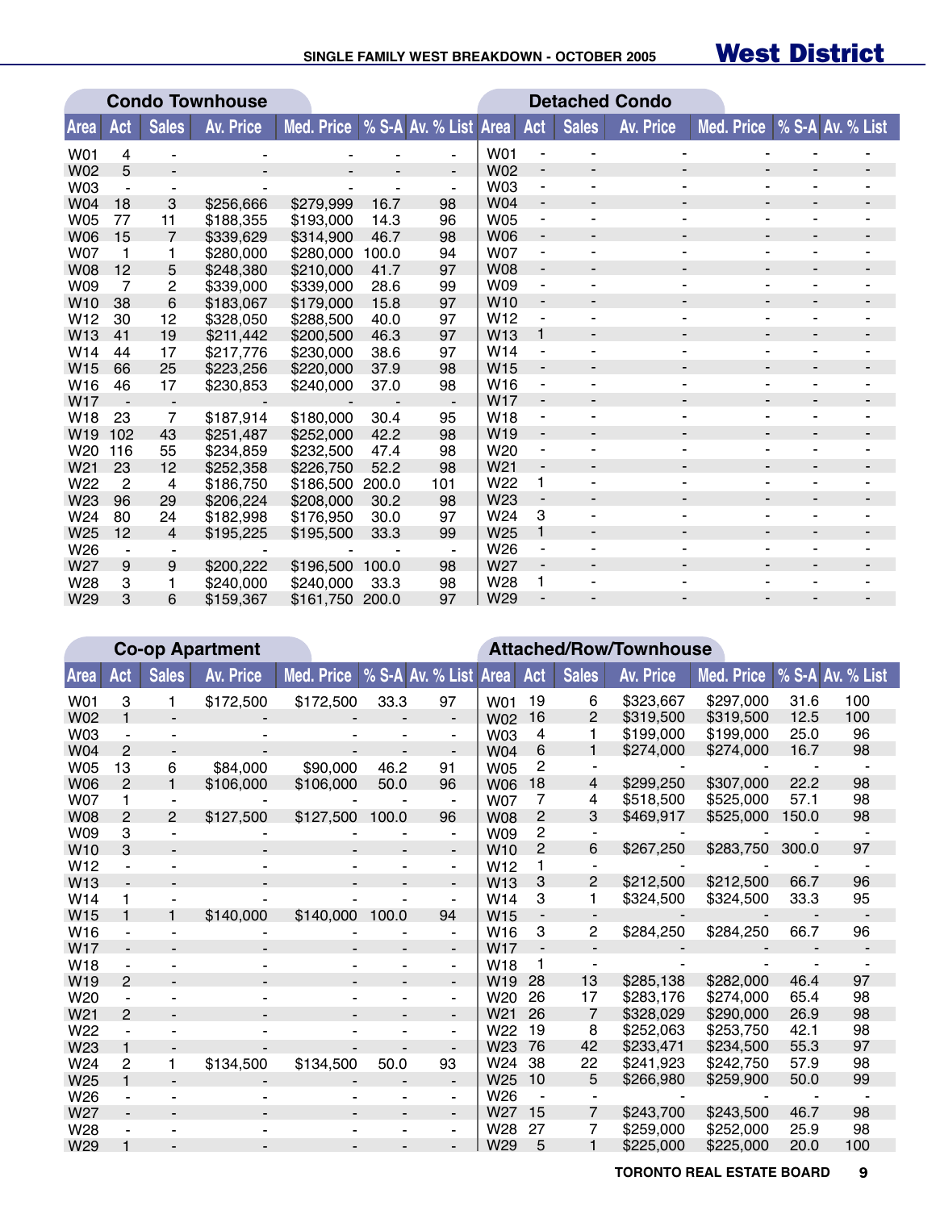# SINGLE FAMILY WEST BREAKDOWN - OCTOBER 2005

## West District

### Condo Townhouse

| Area | Act | Sales | Av. Price | Med. Price | % S-A | Av. % List |
|---|---|---|---|---|---|---|
| W01 | 4 | - | - | - | - | - |
| W02 | 5 | - | - | - | - | - |
| W03 | - | - | - | - | - | - |
| W04 | 18 | 3 | $256,666 | $279,999 | 16.7 | 98 |
| W05 | 77 | 11 | $188,355 | $193,000 | 14.3 | 96 |
| W06 | 15 | 7 | $339,629 | $314,900 | 46.7 | 98 |
| W07 | 1 | 1 | $280,000 | $280,000 | 100.0 | 94 |
| W08 | 12 | 5 | $248,380 | $210,000 | 41.7 | 97 |
| W09 | 7 | 2 | $339,000 | $339,000 | 28.6 | 99 |
| W10 | 38 | 6 | $183,067 | $179,000 | 15.8 | 97 |
| W12 | 30 | 12 | $328,050 | $288,500 | 40.0 | 97 |
| W13 | 41 | 19 | $211,442 | $200,500 | 46.3 | 97 |
| W14 | 44 | 17 | $217,776 | $230,000 | 38.6 | 97 |
| W15 | 66 | 25 | $223,256 | $220,000 | 37.9 | 98 |
| W16 | 46 | 17 | $230,853 | $240,000 | 37.0 | 98 |
| W17 | - | - | - | - | - | - |
| W18 | 23 | 7 | $187,914 | $180,000 | 30.4 | 95 |
| W19 | 102 | 43 | $251,487 | $252,000 | 42.2 | 98 |
| W20 | 116 | 55 | $234,859 | $232,500 | 47.4 | 98 |
| W21 | 23 | 12 | $252,358 | $226,750 | 52.2 | 98 |
| W22 | 2 | 4 | $186,750 | $186,500 | 200.0 | 101 |
| W23 | 96 | 29 | $206,224 | $208,000 | 30.2 | 98 |
| W24 | 80 | 24 | $182,998 | $176,950 | 30.0 | 97 |
| W25 | 12 | 4 | $195,225 | $195,500 | 33.3 | 99 |
| W26 | - | - | - | - | - | - |
| W27 | 9 | 9 | $200,222 | $196,500 | 100.0 | 98 |
| W28 | 3 | 1 | $240,000 | $240,000 | 33.3 | 98 |
| W29 | 3 | 6 | $159,367 | $161,750 | 200.0 | 97 |

### Detached Condo

| Area | Act | Sales | Av. Price | Med. Price | % S-A | Av. % List |
|---|---|---|---|---|---|---|
| W01 | - | - | - | - | - | - |
| W02 | - | - | - | - | - | - |
| W03 | - | - | - | - | - | - |
| W04 | - | - | - | - | - | - |
| W05 | - | - | - | - | - | - |
| W06 | - | - | - | - | - | - |
| W07 | - | - | - | - | - | - |
| W08 | - | - | - | - | - | - |
| W09 | - | - | - | - | - | - |
| W10 | - | - | - | - | - | - |
| W12 | - | - | - | - | - | - |
| W13 | 1 | - | - | - | - | - |
| W14 | - | - | - | - | - | - |
| W15 | - | - | - | - | - | - |
| W16 | - | - | - | - | - | - |
| W17 | - | - | - | - | - | - |
| W18 | - | - | - | - | - | - |
| W19 | - | - | - | - | - | - |
| W20 | - | - | - | - | - | - |
| W21 | - | - | - | - | - | - |
| W22 | 1 | - | - | - | - | - |
| W23 | - | - | - | - | - | - |
| W24 | 3 | - | - | - | - | - |
| W25 | 1 | - | - | - | - | - |
| W26 | - | - | - | - | - | - |
| W27 | - | - | - | - | - | - |
| W28 | 1 | - | - | - | - | - |
| W29 | - | - | - | - | - | - |

### Co-op Apartment

| Area | Act | Sales | Av. Price | Med. Price | % S-A | Av. % List |
|---|---|---|---|---|---|---|
| W01 | 3 | 1 | $172,500 | $172,500 | 33.3 | 97 |
| W02 | 1 | - | - | - | - | - |
| W03 | - | - | - | - | - | - |
| W04 | 2 | - | - | - | - | - |
| W05 | 13 | 6 | $84,000 | $90,000 | 46.2 | 91 |
| W06 | 2 | 1 | $106,000 | $106,000 | 50.0 | 96 |
| W07 | 1 | - | - | - | - | - |
| W08 | 2 | 2 | $127,500 | $127,500 | 100.0 | 96 |
| W09 | 3 | - | - | - | - | - |
| W10 | 3 | - | - | - | - | - |
| W12 | - | - | - | - | - | - |
| W13 | - | - | - | - | - | - |
| W14 | 1 | - | - | - | - | - |
| W15 | 1 | 1 | $140,000 | $140,000 | 100.0 | 94 |
| W16 | - | - | - | - | - | - |
| W17 | - | - | - | - | - | - |
| W18 | - | - | - | - | - | - |
| W19 | 2 | - | - | - | - | - |
| W20 | - | - | - | - | - | - |
| W21 | 2 | - | - | - | - | - |
| W22 | - | - | - | - | - | - |
| W23 | 1 | - | - | - | - | - |
| W24 | 2 | 1 | $134,500 | $134,500 | 50.0 | 93 |
| W25 | 1 | - | - | - | - | - |
| W26 | - | - | - | - | - | - |
| W27 | - | - | - | - | - | - |
| W28 | - | - | - | - | - | - |
| W29 | 1 | - | - | - | - | - |

### Attached/Row/Townhouse

| Area | Act | Sales | Av. Price | Med. Price | % S-A | Av. % List |
|---|---|---|---|---|---|---|
| W01 | 19 | 6 | $323,667 | $297,000 | 31.6 | 100 |
| W02 | 16 | 2 | $319,500 | $319,500 | 12.5 | 100 |
| W03 | 4 | 1 | $199,000 | $199,000 | 25.0 | 96 |
| W04 | 6 | 1 | $274,000 | $274,000 | 16.7 | 98 |
| W05 | 2 | - | - | - | - | - |
| W06 | 18 | 4 | $299,250 | $307,000 | 22.2 | 98 |
| W07 | 7 | 4 | $518,500 | $525,000 | 57.1 | 98 |
| W08 | 2 | 3 | $469,917 | $525,000 | 150.0 | 98 |
| W09 | 2 | - | - | - | - | - |
| W10 | 2 | 6 | $267,250 | $283,750 | 300.0 | 97 |
| W12 | 1 | - | - | - | - | - |
| W13 | 3 | 2 | $212,500 | $212,500 | 66.7 | 96 |
| W14 | 3 | 1 | $324,500 | $324,500 | 33.3 | 95 |
| W15 | - | - | - | - | - | - |
| W16 | 3 | 2 | $284,250 | $284,250 | 66.7 | 96 |
| W17 | - | - | - | - | - | - |
| W18 | 1 | - | - | - | - | - |
| W19 | 28 | 13 | $285,138 | $282,000 | 46.4 | 97 |
| W20 | 26 | 17 | $283,176 | $274,000 | 65.4 | 98 |
| W21 | 26 | 7 | $328,029 | $290,000 | 26.9 | 98 |
| W22 | 19 | 8 | $252,063 | $253,750 | 42.1 | 98 |
| W23 | 76 | 42 | $233,471 | $234,500 | 55.3 | 97 |
| W24 | 38 | 22 | $241,923 | $242,750 | 57.9 | 98 |
| W25 | 10 | 5 | $266,980 | $259,900 | 50.0 | 99 |
| W26 | - | - | - | - | - | - |
| W27 | 15 | 7 | $243,700 | $243,500 | 46.7 | 98 |
| W28 | 27 | 7 | $259,000 | $252,000 | 25.9 | 98 |
| W29 | 5 | 1 | $225,000 | $225,000 | 20.0 | 100 |

TORONTO REAL ESTATE BOARD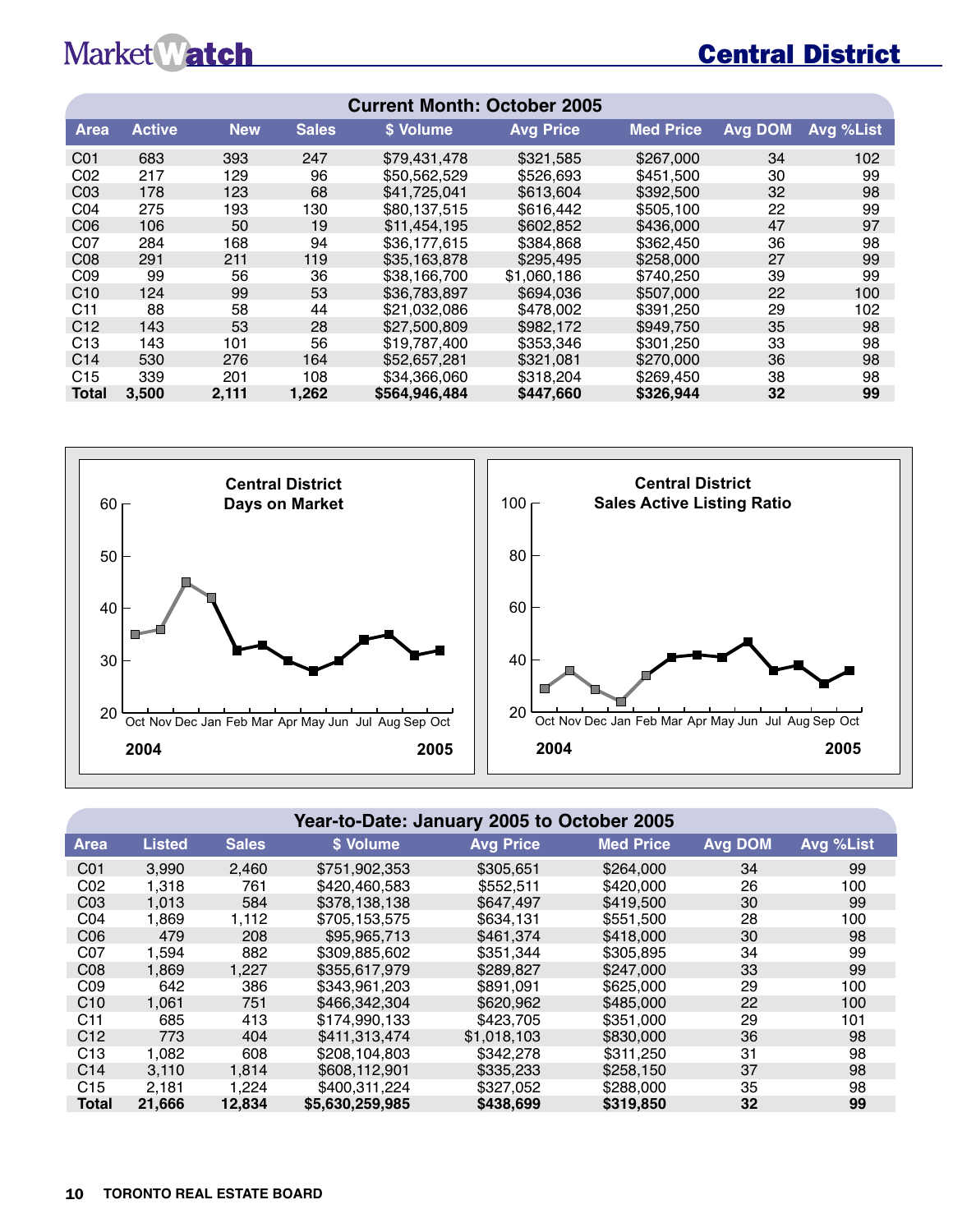# MarketWatch — Central District

| Current Month: October 2005 | | | | | | | | |
|---|---|---|---|---|---|---|---|---|
| **Area** | **Active** | **New** | **Sales** | **$ Volume** | **Avg Price** | **Med Price** | **Avg DOM** | **Avg %List** |
| C01 | 683 | 393 | 247 | $79,431,478 | $321,585 | $267,000 | 34 | 102 |
| C02 | 217 | 129 | 96 | $50,562,529 | $526,693 | $451,500 | 30 | 99 |
| C03 | 178 | 123 | 68 | $41,725,041 | $613,604 | $392,500 | 32 | 98 |
| C04 | 275 | 193 | 130 | $80,137,515 | $616,442 | $505,100 | 22 | 99 |
| C06 | 106 | 50 | 19 | $11,454,195 | $602,852 | $436,000 | 47 | 97 |
| C07 | 284 | 168 | 94 | $36,177,615 | $384,868 | $362,450 | 36 | 98 |
| C08 | 291 | 211 | 119 | $35,163,878 | $295,495 | $258,000 | 27 | 99 |
| C09 | 99 | 56 | 36 | $38,166,700 | $1,060,186 | $740,250 | 39 | 99 |
| C10 | 124 | 99 | 53 | $36,783,897 | $694,036 | $507,000 | 22 | 100 |
| C11 | 88 | 58 | 44 | $21,032,086 | $478,002 | $391,250 | 29 | 102 |
| C12 | 143 | 53 | 28 | $27,500,809 | $982,172 | $949,750 | 35 | 98 |
| C13 | 143 | 101 | 56 | $19,787,400 | $353,346 | $301,250 | 33 | 98 |
| C14 | 530 | 276 | 164 | $52,657,281 | $321,081 | $270,000 | 36 | 98 |
| C15 | 339 | 201 | 108 | $34,366,060 | $318,204 | $269,450 | 38 | 98 |
| **Total** | **3,500** | **2,111** | **1,262** | **$564,946,484** | **$447,660** | **$326,944** | **32** | **99** |

**Central District Days on Market** (Oct 2004 – Oct 2005)

**Central District Sales Active Listing Ratio** (Oct 2004 – Oct 2005)

| Year-to-Date: January 2005 to October 2005 | | | | | | | |
|---|---|---|---|---|---|---|---|
| **Area** | **Listed** | **Sales** | **$ Volume** | **Avg Price** | **Med Price** | **Avg DOM** | **Avg %List** |
| C01 | 3,990 | 2,460 | $751,902,353 | $305,651 | $264,000 | 34 | 99 |
| C02 | 1,318 | 761 | $420,460,583 | $552,511 | $420,000 | 26 | 100 |
| C03 | 1,013 | 584 | $378,138,138 | $647,497 | $419,500 | 30 | 99 |
| C04 | 1,869 | 1,112 | $705,153,575 | $634,131 | $551,500 | 28 | 100 |
| C06 | 479 | 208 | $95,965,713 | $461,374 | $418,000 | 30 | 98 |
| C07 | 1,594 | 882 | $309,885,602 | $351,344 | $305,895 | 34 | 99 |
| C08 | 1,869 | 1,227 | $355,617,979 | $289,827 | $247,000 | 33 | 99 |
| C09 | 642 | 386 | $343,961,203 | $891,091 | $625,000 | 29 | 100 |
| C10 | 1,061 | 751 | $466,342,304 | $620,962 | $485,000 | 22 | 100 |
| C11 | 685 | 413 | $174,990,133 | $423,705 | $351,000 | 29 | 101 |
| C12 | 773 | 404 | $411,313,474 | $1,018,103 | $830,000 | 36 | 98 |
| C13 | 1,082 | 608 | $208,104,803 | $342,278 | $311,250 | 31 | 98 |
| C14 | 3,110 | 1,814 | $608,112,901 | $335,233 | $258,150 | 37 | 98 |
| C15 | 2,181 | 1,224 | $400,311,224 | $327,052 | $288,000 | 35 | 98 |
| **Total** | **21,666** | **12,834** | **$5,630,259,985** | **$438,699** | **$319,850** | **32** | **99** |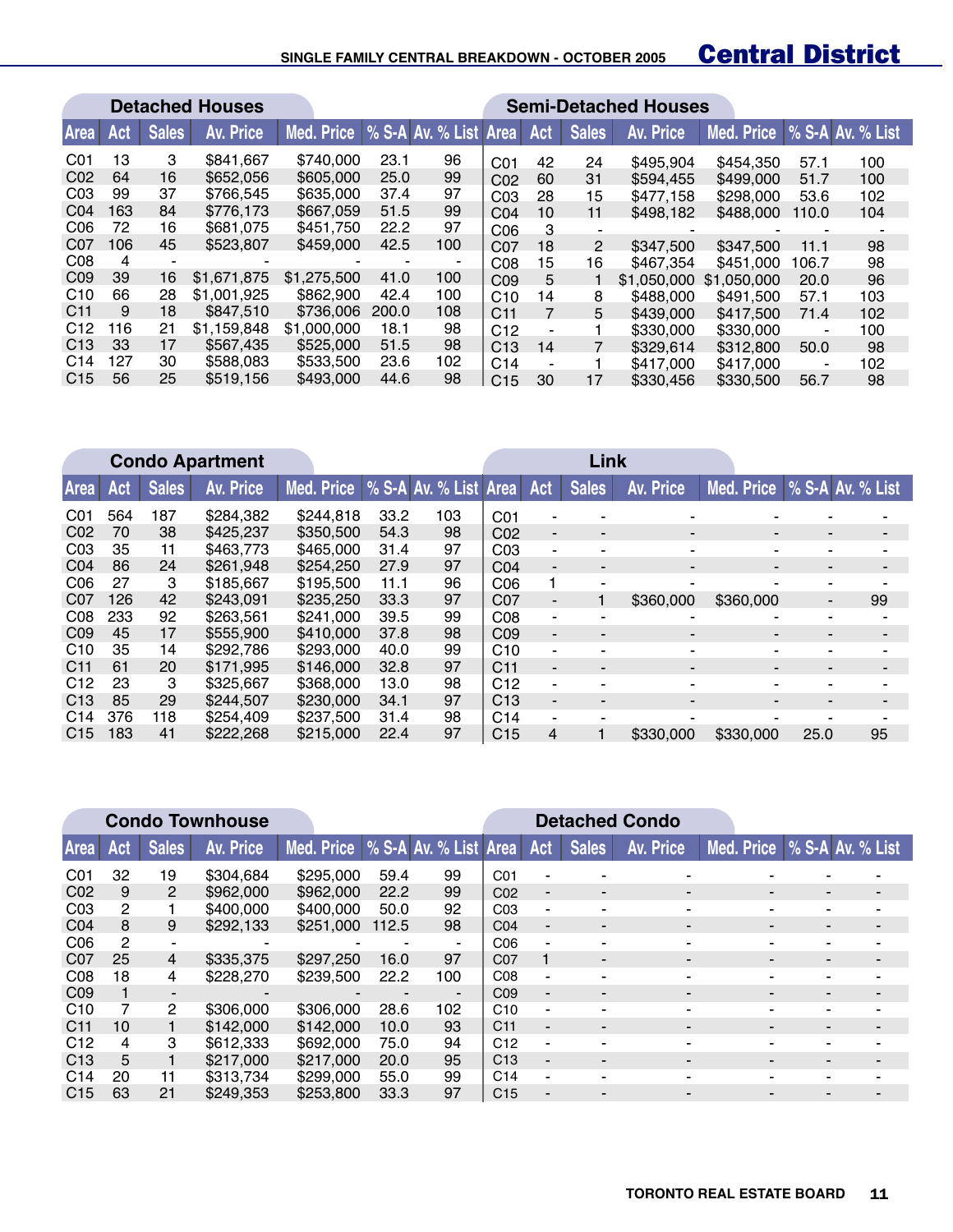# Central District

## SINGLE FAMILY CENTRAL BREAKDOWN - OCTOBER 2005

### Detached Houses

| Area | Act | Sales | Av. Price | Med. Price | % S-A | Av. % List |
|---|---|---|---|---|---|---|
| C01 | 13 | 3 | $841,667 | $740,000 | 23.1 | 96 |
| C02 | 64 | 16 | $652,056 | $605,000 | 25.0 | 99 |
| C03 | 99 | 37 | $766,545 | $635,000 | 37.4 | 97 |
| C04 | 163 | 84 | $776,173 | $667,059 | 51.5 | 99 |
| C06 | 72 | 16 | $681,075 | $451,750 | 22.2 | 97 |
| C07 | 106 | 45 | $523,807 | $459,000 | 42.5 | 100 |
| C08 | 4 | - | - | - | - | - |
| C09 | 39 | 16 | $1,671,875 | $1,275,500 | 41.0 | 100 |
| C10 | 66 | 28 | $1,001,925 | $862,900 | 42.4 | 100 |
| C11 | 9 | 18 | $847,510 | $736,006 | 200.0 | 108 |
| C12 | 116 | 21 | $1,159,848 | $1,000,000 | 18.1 | 98 |
| C13 | 33 | 17 | $567,435 | $525,000 | 51.5 | 98 |
| C14 | 127 | 30 | $588,083 | $533,500 | 23.6 | 102 |
| C15 | 56 | 25 | $519,156 | $493,000 | 44.6 | 98 |

### Semi-Detached Houses

| Area | Act | Sales | Av. Price | Med. Price | % S-A | Av. % List |
|---|---|---|---|---|---|---|
| C01 | 42 | 24 | $495,904 | $454,350 | 57.1 | 100 |
| C02 | 60 | 31 | $594,455 | $499,000 | 51.7 | 100 |
| C03 | 28 | 15 | $477,158 | $298,000 | 53.6 | 102 |
| C04 | 10 | 11 | $498,182 | $488,000 | 110.0 | 104 |
| C06 | 3 | - | - | - | - | - |
| C07 | 18 | 2 | $347,500 | $347,500 | 11.1 | 98 |
| C08 | 15 | 16 | $467,354 | $451,000 | 106.7 | 98 |
| C09 | 5 | 1 | $1,050,000 | $1,050,000 | 20.0 | 96 |
| C10 | 14 | 8 | $488,000 | $491,500 | 57.1 | 103 |
| C11 | 7 | 5 | $439,000 | $417,500 | 71.4 | 102 |
| C12 | - | 1 | $330,000 | $330,000 | - | 100 |
| C13 | 14 | 7 | $329,614 | $312,800 | 50.0 | 98 |
| C14 | - | 1 | $417,000 | $417,000 | - | 102 |
| C15 | 30 | 17 | $330,456 | $330,500 | 56.7 | 98 |

### Condo Apartment

| Area | Act | Sales | Av. Price | Med. Price | % S-A | Av. % List |
|---|---|---|---|---|---|---|
| C01 | 564 | 187 | $284,382 | $244,818 | 33.2 | 103 |
| C02 | 70 | 38 | $425,237 | $350,500 | 54.3 | 98 |
| C03 | 35 | 11 | $463,773 | $465,000 | 31.4 | 97 |
| C04 | 86 | 24 | $261,948 | $254,250 | 27.9 | 97 |
| C06 | 27 | 3 | $185,667 | $195,500 | 11.1 | 96 |
| C07 | 126 | 42 | $243,091 | $235,250 | 33.3 | 97 |
| C08 | 233 | 92 | $263,561 | $241,000 | 39.5 | 99 |
| C09 | 45 | 17 | $555,900 | $410,000 | 37.8 | 98 |
| C10 | 35 | 14 | $292,786 | $293,000 | 40.0 | 99 |
| C11 | 61 | 20 | $171,995 | $146,000 | 32.8 | 97 |
| C12 | 23 | 3 | $325,667 | $368,000 | 13.0 | 98 |
| C13 | 85 | 29 | $244,507 | $230,000 | 34.1 | 97 |
| C14 | 376 | 118 | $254,409 | $237,500 | 31.4 | 98 |
| C15 | 183 | 41 | $222,268 | $215,000 | 22.4 | 97 |

### Link

| Area | Act | Sales | Av. Price | Med. Price | % S-A | Av. % List |
|---|---|---|---|---|---|---|
| C01 | - | - | - | - | - | - |
| C02 | - | - | - | - | - | - |
| C03 | - | - | - | - | - | - |
| C04 | - | - | - | - | - | - |
| C06 | 1 | - | - | - | - | - |
| C07 | - | 1 | $360,000 | $360,000 | - | 99 |
| C08 | - | - | - | - | - | - |
| C09 | - | - | - | - | - | - |
| C10 | - | - | - | - | - | - |
| C11 | - | - | - | - | - | - |
| C12 | - | - | - | - | - | - |
| C13 | - | - | - | - | - | - |
| C14 | - | - | - | - | - | - |
| C15 | 4 | 1 | $330,000 | $330,000 | 25.0 | 95 |

### Condo Townhouse

| Area | Act | Sales | Av. Price | Med. Price | % S-A | Av. % List |
|---|---|---|---|---|---|---|
| C01 | 32 | 19 | $304,684 | $295,000 | 59.4 | 99 |
| C02 | 9 | 2 | $962,000 | $962,000 | 22.2 | 99 |
| C03 | 2 | 1 | $400,000 | $400,000 | 50.0 | 92 |
| C04 | 8 | 9 | $292,133 | $251,000 | 112.5 | 98 |
| C06 | 2 | - | - | - | - | - |
| C07 | 25 | 4 | $335,375 | $297,250 | 16.0 | 97 |
| C08 | 18 | 4 | $228,270 | $239,500 | 22.2 | 100 |
| C09 | 1 | - | - | - | - | - |
| C10 | 7 | 2 | $306,000 | $306,000 | 28.6 | 102 |
| C11 | 10 | 1 | $142,000 | $142,000 | 10.0 | 93 |
| C12 | 4 | 3 | $612,333 | $692,000 | 75.0 | 94 |
| C13 | 5 | 1 | $217,000 | $217,000 | 20.0 | 95 |
| C14 | 20 | 11 | $313,734 | $299,000 | 55.0 | 99 |
| C15 | 63 | 21 | $249,353 | $253,800 | 33.3 | 97 |

### Detached Condo

| Area | Act | Sales | Av. Price | Med. Price | % S-A | Av. % List |
|---|---|---|---|---|---|---|
| C01 | - | - | - | - | - | - |
| C02 | - | - | - | - | - | - |
| C03 | - | - | - | - | - | - |
| C04 | - | - | - | - | - | - |
| C06 | - | - | - | - | - | - |
| C07 | 1 | - | - | - | - | - |
| C08 | - | - | - | - | - | - |
| C09 | - | - | - | - | - | - |
| C10 | - | - | - | - | - | - |
| C11 | - | - | - | - | - | - |
| C12 | - | - | - | - | - | - |
| C13 | - | - | - | - | - | - |
| C14 | - | - | - | - | - | - |
| C15 | - | - | - | - | - | - |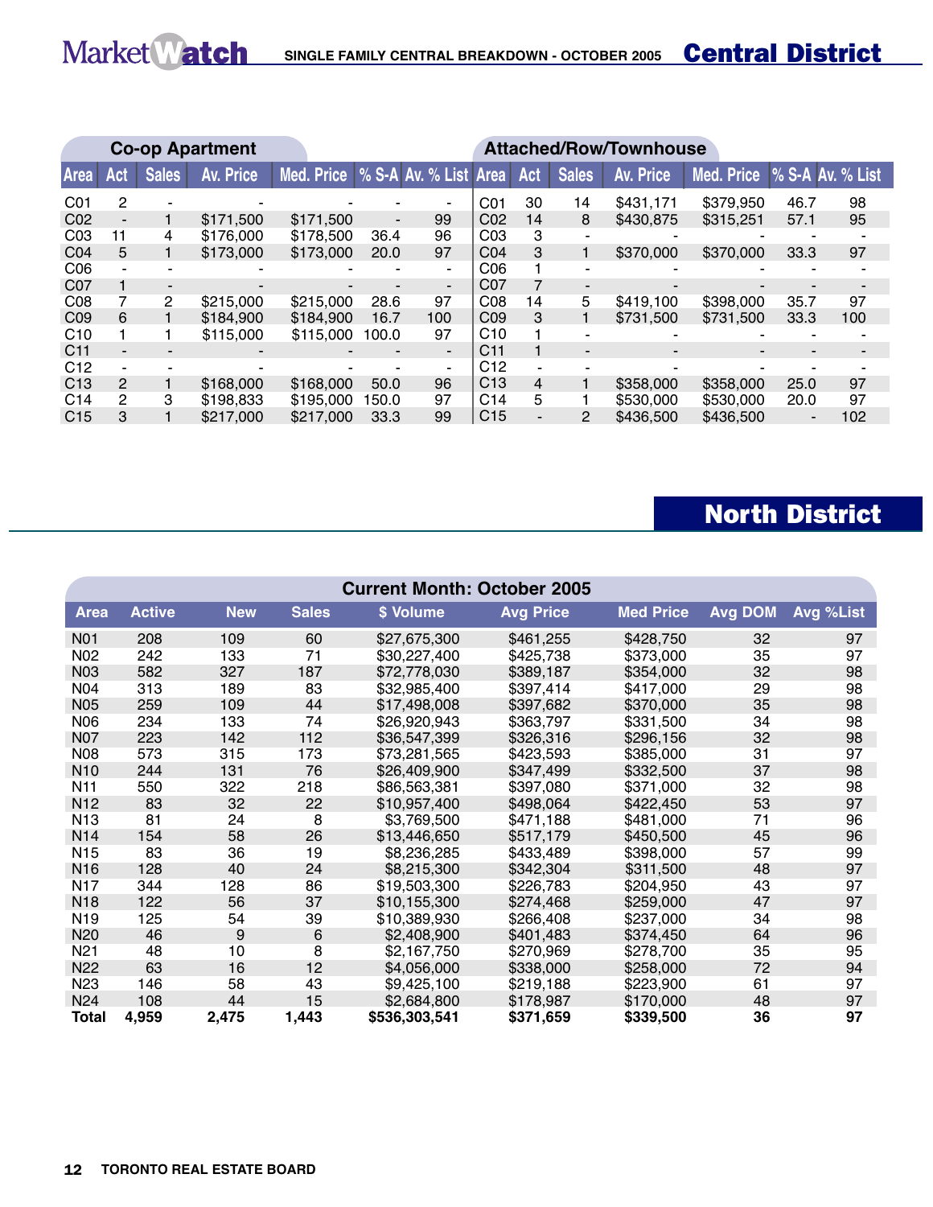# Central District

SINGLE FAMILY CENTRAL BREAKDOWN - OCTOBER 2005

## Co-op Apartment

| Area | Act | Sales | Av. Price | Med. Price | % S-A | Av. % List |
|---|---|---|---|---|---|---|
| C01 | 2 | - | - | - | - | - |
| C02 | - | 1 | $171,500 | $171,500 | - | 99 |
| C03 | 11 | 4 | $176,000 | $178,500 | 36.4 | 96 |
| C04 | 5 | 1 | $173,000 | $173,000 | 20.0 | 97 |
| C06 | - | - | - | - | - | - |
| C07 | 1 | - | - | - | - | - |
| C08 | 7 | 2 | $215,000 | $215,000 | 28.6 | 97 |
| C09 | 6 | 1 | $184,900 | $184,900 | 16.7 | 100 |
| C10 | 1 | 1 | $115,000 | $115,000 | 100.0 | 97 |
| C11 | - | - | - | - | - | - |
| C12 | - | - | - | - | - | - |
| C13 | 2 | 1 | $168,000 | $168,000 | 50.0 | 96 |
| C14 | 2 | 3 | $198,833 | $195,000 | 150.0 | 97 |
| C15 | 3 | 1 | $217,000 | $217,000 | 33.3 | 99 |

## Attached/Row/Townhouse

| Area | Act | Sales | Av. Price | Med. Price | % S-A | Av. % List |
|---|---|---|---|---|---|---|
| C01 | 30 | 14 | $431,171 | $379,950 | 46.7 | 98 |
| C02 | 14 | 8 | $430,875 | $315,251 | 57.1 | 95 |
| C03 | 3 | - | - | - | - | - |
| C04 | 3 | 1 | $370,000 | $370,000 | 33.3 | 97 |
| C06 | 1 | - | - | - | - | - |
| C07 | 7 | - | - | - | - | - |
| C08 | 14 | 5 | $419,100 | $398,000 | 35.7 | 97 |
| C09 | 3 | 1 | $731,500 | $731,500 | 33.3 | 100 |
| C10 | 1 | - | - | - | - | - |
| C11 | 1 | - | - | - | - | - |
| C12 | - | - | - | - | - | - |
| C13 | 4 | 1 | $358,000 | $358,000 | 25.0 | 97 |
| C14 | 5 | 1 | $530,000 | $530,000 | 20.0 | 97 |
| C15 | - | 2 | $436,500 | $436,500 | - | 102 |

# North District

## Current Month: October 2005

| Area | Active | New | Sales | $ Volume | Avg Price | Med Price | Avg DOM | Avg %List |
|---|---|---|---|---|---|---|---|---|
| N01 | 208 | 109 | 60 | $27,675,300 | $461,255 | $428,750 | 32 | 97 |
| N02 | 242 | 133 | 71 | $30,227,400 | $425,738 | $373,000 | 35 | 97 |
| N03 | 582 | 327 | 187 | $72,778,030 | $389,187 | $354,000 | 32 | 98 |
| N04 | 313 | 189 | 83 | $32,985,400 | $397,414 | $417,000 | 29 | 98 |
| N05 | 259 | 109 | 44 | $17,498,008 | $397,682 | $370,000 | 35 | 98 |
| N06 | 234 | 133 | 74 | $26,920,943 | $363,797 | $331,500 | 34 | 98 |
| N07 | 223 | 142 | 112 | $36,547,399 | $326,316 | $296,156 | 32 | 98 |
| N08 | 573 | 315 | 173 | $73,281,565 | $423,593 | $385,000 | 31 | 97 |
| N10 | 244 | 131 | 76 | $26,409,900 | $347,499 | $332,500 | 37 | 98 |
| N11 | 550 | 322 | 218 | $86,563,381 | $397,080 | $371,000 | 32 | 98 |
| N12 | 83 | 32 | 22 | $10,957,400 | $498,064 | $422,450 | 53 | 97 |
| N13 | 81 | 24 | 8 | $3,769,500 | $471,188 | $481,000 | 71 | 96 |
| N14 | 154 | 58 | 26 | $13,446,650 | $517,179 | $450,500 | 45 | 96 |
| N15 | 83 | 36 | 19 | $8,236,285 | $433,489 | $398,000 | 57 | 99 |
| N16 | 128 | 40 | 24 | $8,215,300 | $342,304 | $311,500 | 48 | 97 |
| N17 | 344 | 128 | 86 | $19,503,300 | $226,783 | $204,950 | 43 | 97 |
| N18 | 122 | 56 | 37 | $10,155,300 | $274,468 | $259,000 | 47 | 97 |
| N19 | 125 | 54 | 39 | $10,389,930 | $266,408 | $237,000 | 34 | 98 |
| N20 | 46 | 9 | 6 | $2,408,900 | $401,483 | $374,450 | 64 | 96 |
| N21 | 48 | 10 | 8 | $2,167,750 | $270,969 | $278,700 | 35 | 95 |
| N22 | 63 | 16 | 12 | $4,056,000 | $338,000 | $258,000 | 72 | 94 |
| N23 | 146 | 58 | 43 | $9,425,100 | $219,188 | $223,900 | 61 | 97 |
| N24 | 108 | 44 | 15 | $2,684,800 | $178,987 | $170,000 | 48 | 97 |
| **Total** | **4,959** | **2,475** | **1,443** | **$536,303,541** | **$371,659** | **$339,500** | **36** | **97** |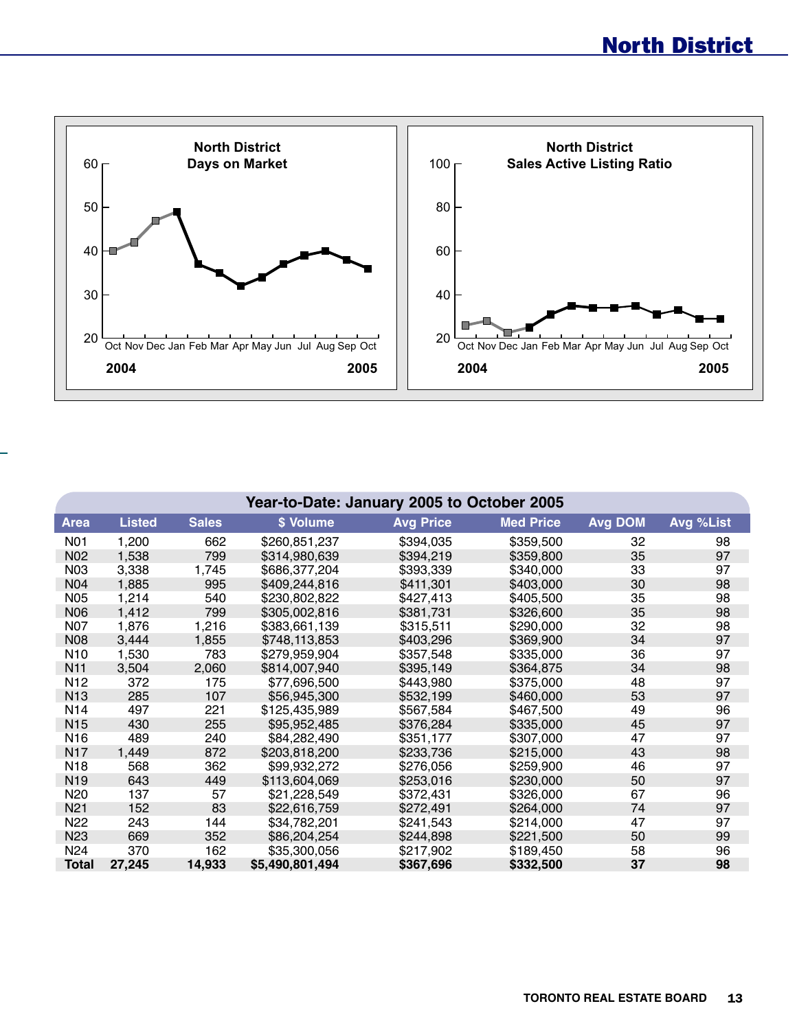# North District

North District
Days on Market

North District
Sales Active Listing Ratio

| Year-to-Date: January 2005 to October 2005 | | | | | | | |
|---|---|---|---|---|---|---|---|
| **Area** | **Listed** | **Sales** | **$ Volume** | **Avg Price** | **Med Price** | **Avg DOM** | **Avg %List** |
| N01 | 1,200 | 662 | $260,851,237 | $394,035 | $359,500 | 32 | 98 |
| N02 | 1,538 | 799 | $314,980,639 | $394,219 | $359,800 | 35 | 97 |
| N03 | 3,338 | 1,745 | $686,377,204 | $393,339 | $340,000 | 33 | 97 |
| N04 | 1,885 | 995 | $409,244,816 | $411,301 | $403,000 | 30 | 98 |
| N05 | 1,214 | 540 | $230,802,822 | $427,413 | $405,500 | 35 | 98 |
| N06 | 1,412 | 799 | $305,002,816 | $381,731 | $326,600 | 35 | 98 |
| N07 | 1,876 | 1,216 | $383,661,139 | $315,511 | $290,000 | 32 | 98 |
| N08 | 3,444 | 1,855 | $748,113,853 | $403,296 | $369,900 | 34 | 97 |
| N10 | 1,530 | 783 | $279,959,904 | $357,548 | $335,000 | 36 | 97 |
| N11 | 3,504 | 2,060 | $814,007,940 | $395,149 | $364,875 | 34 | 98 |
| N12 | 372 | 175 | $77,696,500 | $443,980 | $375,000 | 48 | 97 |
| N13 | 285 | 107 | $56,945,300 | $532,199 | $460,000 | 53 | 97 |
| N14 | 497 | 221 | $125,435,989 | $567,584 | $467,500 | 49 | 96 |
| N15 | 430 | 255 | $95,952,485 | $376,284 | $335,000 | 45 | 97 |
| N16 | 489 | 240 | $84,282,490 | $351,177 | $307,000 | 47 | 97 |
| N17 | 1,449 | 872 | $203,818,200 | $233,736 | $215,000 | 43 | 98 |
| N18 | 568 | 362 | $99,932,272 | $276,056 | $259,900 | 46 | 97 |
| N19 | 643 | 449 | $113,604,069 | $253,016 | $230,000 | 50 | 97 |
| N20 | 137 | 57 | $21,228,549 | $372,431 | $326,000 | 67 | 96 |
| N21 | 152 | 83 | $22,616,759 | $272,491 | $264,000 | 74 | 97 |
| N22 | 243 | 144 | $34,782,201 | $241,543 | $214,000 | 47 | 97 |
| N23 | 669 | 352 | $86,204,254 | $244,898 | $221,500 | 50 | 99 |
| N24 | 370 | 162 | $35,300,056 | $217,902 | $189,450 | 58 | 96 |
| **Total** | **27,245** | **14,933** | **$5,490,801,494** | **$367,696** | **$332,500** | **37** | **98** |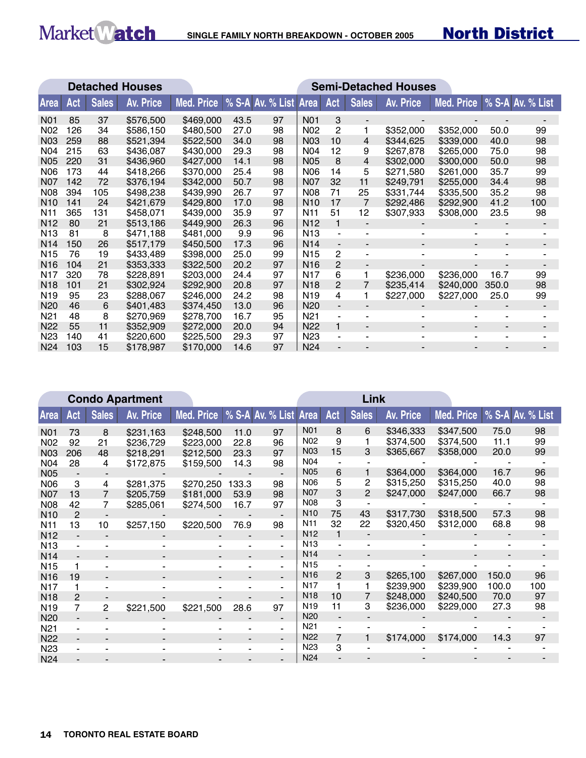# SINGLE FAMILY NORTH BREAKDOWN - OCTOBER 2005

## North District

### Detached Houses

| Area | Act | Sales | Av. Price | Med. Price | % S-A | Av. % List |
|---|---|---|---|---|---|---|
| N01 | 85 | 37 | $576,500 | $469,000 | 43.5 | 97 |
| N02 | 126 | 34 | $586,150 | $480,500 | 27.0 | 98 |
| N03 | 259 | 88 | $521,394 | $522,500 | 34.0 | 98 |
| N04 | 215 | 63 | $436,087 | $430,000 | 29.3 | 98 |
| N05 | 220 | 31 | $436,960 | $427,000 | 14.1 | 98 |
| N06 | 173 | 44 | $418,266 | $370,000 | 25.4 | 98 |
| N07 | 142 | 72 | $376,194 | $342,000 | 50.7 | 98 |
| N08 | 394 | 105 | $498,238 | $439,990 | 26.7 | 97 |
| N10 | 141 | 24 | $421,679 | $429,800 | 17.0 | 98 |
| N11 | 365 | 131 | $458,071 | $439,000 | 35.9 | 97 |
| N12 | 80 | 21 | $513,186 | $449,900 | 26.3 | 96 |
| N13 | 81 | 8 | $471,188 | $481,000 | 9.9 | 96 |
| N14 | 150 | 26 | $517,179 | $450,500 | 17.3 | 96 |
| N15 | 76 | 19 | $433,489 | $398,000 | 25.0 | 99 |
| N16 | 104 | 21 | $353,333 | $322,500 | 20.2 | 97 |
| N17 | 320 | 78 | $228,891 | $203,000 | 24.4 | 97 |
| N18 | 101 | 21 | $302,924 | $292,900 | 20.8 | 97 |
| N19 | 95 | 23 | $288,067 | $246,000 | 24.2 | 98 |
| N20 | 46 | 6 | $401,483 | $374,450 | 13.0 | 96 |
| N21 | 48 | 8 | $270,969 | $278,700 | 16.7 | 95 |
| N22 | 55 | 11 | $352,909 | $272,000 | 20.0 | 94 |
| N23 | 140 | 41 | $220,600 | $225,500 | 29.3 | 97 |
| N24 | 103 | 15 | $178,987 | $170,000 | 14.6 | 97 |

### Semi-Detached Houses

| Area | Act | Sales | Av. Price | Med. Price | % S-A | Av. % List |
|---|---|---|---|---|---|---|
| N01 | 3 | - | - | - | - | - |
| N02 | 2 | 1 | $352,000 | $352,000 | 50.0 | 99 |
| N03 | 10 | 4 | $344,625 | $339,000 | 40.0 | 98 |
| N04 | 12 | 9 | $267,878 | $265,000 | 75.0 | 98 |
| N05 | 8 | 4 | $302,000 | $300,000 | 50.0 | 98 |
| N06 | 14 | 5 | $271,580 | $261,000 | 35.7 | 99 |
| N07 | 32 | 11 | $249,791 | $255,000 | 34.4 | 98 |
| N08 | 71 | 25 | $331,744 | $335,500 | 35.2 | 98 |
| N10 | 17 | 7 | $292,486 | $292,900 | 41.2 | 100 |
| N11 | 51 | 12 | $307,933 | $308,000 | 23.5 | 98 |
| N12 | 1 | - | - | - | - | - |
| N13 | - | - | - | - | - | - |
| N14 | - | - | - | - | - | - |
| N15 | 2 | - | - | - | - | - |
| N16 | 2 | - | - | - | - | - |
| N17 | 6 | 1 | $236,000 | $236,000 | 16.7 | 99 |
| N18 | 2 | 7 | $235,414 | $240,000 | 350.0 | 98 |
| N19 | 4 | 1 | $227,000 | $227,000 | 25.0 | 99 |
| N20 | - | - | - | - | - | - |
| N21 | - | - | - | - | - | - |
| N22 | 1 | - | - | - | - | - |
| N23 | - | - | - | - | - | - |
| N24 | - | - | - | - | - | - |

### Condo Apartment

| Area | Act | Sales | Av. Price | Med. Price | % S-A | Av. % List |
|---|---|---|---|---|---|---|
| N01 | 73 | 8 | $231,163 | $248,500 | 11.0 | 97 |
| N02 | 92 | 21 | $236,729 | $223,000 | 22.8 | 96 |
| N03 | 206 | 48 | $218,291 | $212,500 | 23.3 | 97 |
| N04 | 28 | 4 | $172,875 | $159,500 | 14.3 | 98 |
| N05 | - | - | - | - | - | - |
| N06 | 3 | 4 | $281,375 | $270,250 | 133.3 | 98 |
| N07 | 13 | 7 | $205,759 | $181,000 | 53.9 | 98 |
| N08 | 42 | 7 | $285,061 | $274,500 | 16.7 | 97 |
| N10 | 2 | - | - | - | - | - |
| N11 | 13 | 10 | $257,150 | $220,500 | 76.9 | 98 |
| N12 | - | - | - | - | - | - |
| N13 | - | - | - | - | - | - |
| N14 | - | - | - | - | - | - |
| N15 | 1 | - | - | - | - | - |
| N16 | 19 | - | - | - | - | - |
| N17 | 1 | - | - | - | - | - |
| N18 | 2 | - | - | - | - | - |
| N19 | 7 | 2 | $221,500 | $221,500 | 28.6 | 97 |
| N20 | - | - | - | - | - | - |
| N21 | - | - | - | - | - | - |
| N22 | - | - | - | - | - | - |
| N23 | - | - | - | - | - | - |
| N24 | - | - | - | - | - | - |

### Link

| Area | Act | Sales | Av. Price | Med. Price | % S-A | Av. % List |
|---|---|---|---|---|---|---|
| N01 | 8 | 6 | $346,333 | $347,500 | 75.0 | 98 |
| N02 | 9 | 1 | $374,500 | $374,500 | 11.1 | 99 |
| N03 | 15 | 3 | $365,667 | $358,000 | 20.0 | 99 |
| N04 | - | - | - | - | - | - |
| N05 | 6 | 1 | $364,000 | $364,000 | 16.7 | 96 |
| N06 | 5 | 2 | $315,250 | $315,250 | 40.0 | 98 |
| N07 | 3 | 2 | $247,000 | $247,000 | 66.7 | 98 |
| N08 | 3 | - | - | - | - | - |
| N10 | 75 | 43 | $317,730 | $318,500 | 57.3 | 98 |
| N11 | 32 | 22 | $320,450 | $312,000 | 68.8 | 98 |
| N12 | 1 | - | - | - | - | - |
| N13 | - | - | - | - | - | - |
| N14 | - | - | - | - | - | - |
| N15 | - | - | - | - | - | - |
| N16 | 2 | 3 | $265,100 | $267,000 | 150.0 | 96 |
| N17 | 1 | 1 | $239,900 | $239,900 | 100.0 | 100 |
| N18 | 10 | 7 | $248,000 | $240,500 | 70.0 | 97 |
| N19 | 11 | 3 | $236,000 | $229,000 | 27.3 | 98 |
| N20 | - | - | - | - | - | - |
| N21 | - | - | - | - | - | - |
| N22 | 7 | 1 | $174,000 | $174,000 | 14.3 | 97 |
| N23 | 3 | - | - | - | - | - |
| N24 | - | - | - | - | - | - |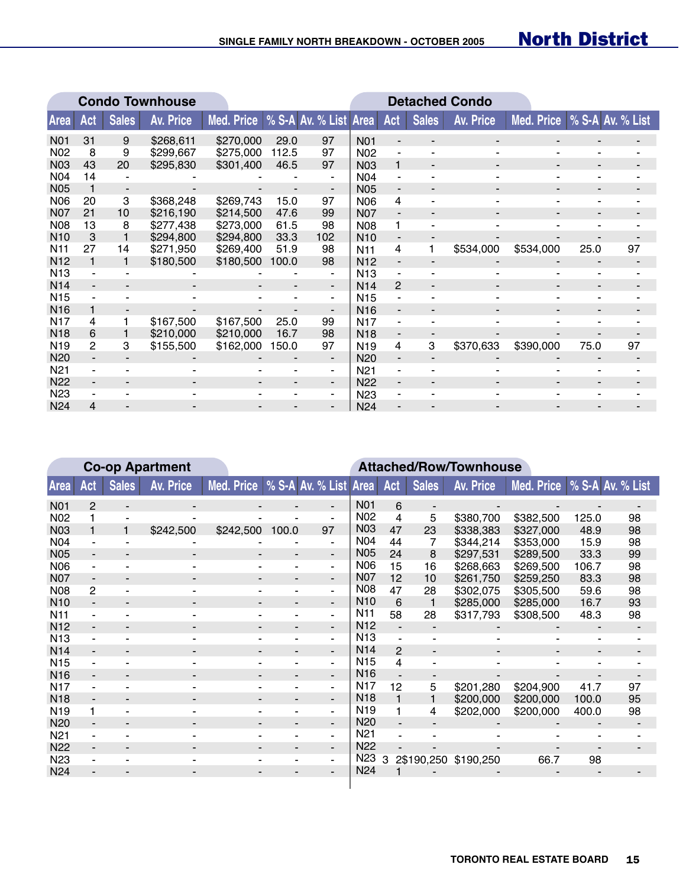# SINGLE FAMILY NORTH BREAKDOWN - OCTOBER 2005

## North District

### Condo Townhouse

| Area | Act | Sales | Av. Price | Med. Price | % S-A | Av. % List |
|---|---|---|---|---|---|---|
| N01 | 31 | 9 | $268,611 | $270,000 | 29.0 | 97 |
| N02 | 8 | 9 | $299,667 | $275,000 | 112.5 | 97 |
| N03 | 43 | 20 | $295,830 | $301,400 | 46.5 | 97 |
| N04 | 14 | - | - | - | - | - |
| N05 | 1 | - | - | - | - | - |
| N06 | 20 | 3 | $368,248 | $269,743 | 15.0 | 97 |
| N07 | 21 | 10 | $216,190 | $214,500 | 47.6 | 99 |
| N08 | 13 | 8 | $277,438 | $273,000 | 61.5 | 98 |
| N10 | 3 | 1 | $294,800 | $294,800 | 33.3 | 102 |
| N11 | 27 | 14 | $271,950 | $269,400 | 51.9 | 98 |
| N12 | 1 | 1 | $180,500 | $180,500 | 100.0 | 98 |
| N13 | - | - | - | - | - | - |
| N14 | - | - | - | - | - | - |
| N15 | - | - | - | - | - | - |
| N16 | 1 | - | - | - | - | - |
| N17 | 4 | 1 | $167,500 | $167,500 | 25.0 | 99 |
| N18 | 6 | 1 | $210,000 | $210,000 | 16.7 | 98 |
| N19 | 2 | 3 | $155,500 | $162,000 | 150.0 | 97 |
| N20 | - | - | - | - | - | - |
| N21 | - | - | - | - | - | - |
| N22 | - | - | - | - | - | - |
| N23 | - | - | - | - | - | - |
| N24 | 4 | - | - | - | - | - |

### Detached Condo

| Area | Act | Sales | Av. Price | Med. Price | % S-A | Av. % List |
|---|---|---|---|---|---|---|
| N01 | - | - | - | - | - | - |
| N02 | - | - | - | - | - | - |
| N03 | 1 | - | - | - | - | - |
| N04 | - | - | - | - | - | - |
| N05 | - | - | - | - | - | - |
| N06 | 4 | - | - | - | - | - |
| N07 | - | - | - | - | - | - |
| N08 | 1 | - | - | - | - | - |
| N10 | - | - | - | - | - | - |
| N11 | 4 | 1 | $534,000 | $534,000 | 25.0 | 97 |
| N12 | - | - | - | - | - | - |
| N13 | - | - | - | - | - | - |
| N14 | 2 | - | - | - | - | - |
| N15 | - | - | - | - | - | - |
| N16 | - | - | - | - | - | - |
| N17 | - | - | - | - | - | - |
| N18 | - | - | - | - | - | - |
| N19 | 4 | 3 | $370,633 | $390,000 | 75.0 | 97 |
| N20 | - | - | - | - | - | - |
| N21 | - | - | - | - | - | - |
| N22 | - | - | - | - | - | - |
| N23 | - | - | - | - | - | - |
| N24 | - | - | - | - | - | - |

### Co-op Apartment

| Area | Act | Sales | Av. Price | Med. Price | % S-A | Av. % List |
|---|---|---|---|---|---|---|
| N01 | 2 | - | - | - | - | - |
| N02 | 1 | - | - | - | - | - |
| N03 | 1 | 1 | $242,500 | $242,500 | 100.0 | 97 |
| N04 | - | - | - | - | - | - |
| N05 | - | - | - | - | - | - |
| N06 | - | - | - | - | - | - |
| N07 | - | - | - | - | - | - |
| N08 | 2 | - | - | - | - | - |
| N10 | - | - | - | - | - | - |
| N11 | - | - | - | - | - | - |
| N12 | - | - | - | - | - | - |
| N13 | - | - | - | - | - | - |
| N14 | - | - | - | - | - | - |
| N15 | - | - | - | - | - | - |
| N16 | - | - | - | - | - | - |
| N17 | - | - | - | - | - | - |
| N18 | - | - | - | - | - | - |
| N19 | 1 | - | - | - | - | - |
| N20 | - | - | - | - | - | - |
| N21 | - | - | - | - | - | - |
| N22 | - | - | - | - | - | - |
| N23 | - | - | - | - | - | - |
| N24 | - | - | - | - | - | - |

### Attached/Row/Townhouse

| Area | Act | Sales | Av. Price | Med. Price | % S-A | Av. % List |
|---|---|---|---|---|---|---|
| N01 | 6 | - | - | - | - | - |
| N02 | 4 | 5 | $380,700 | $382,500 | 125.0 | 98 |
| N03 | 47 | 23 | $338,383 | $327,000 | 48.9 | 98 |
| N04 | 44 | 7 | $344,214 | $353,000 | 15.9 | 98 |
| N05 | 24 | 8 | $297,531 | $289,500 | 33.3 | 99 |
| N06 | 15 | 16 | $268,663 | $269,500 | 106.7 | 98 |
| N07 | 12 | 10 | $261,750 | $259,250 | 83.3 | 98 |
| N08 | 47 | 28 | $302,075 | $305,500 | 59.6 | 98 |
| N10 | 6 | 1 | $285,000 | $285,000 | 16.7 | 93 |
| N11 | 58 | 28 | $317,793 | $308,500 | 48.3 | 98 |
| N12 | - | - | - | - | - | - |
| N13 | - | - | - | - | - | - |
| N14 | 2 | - | - | - | - | - |
| N15 | 4 | - | - | - | - | - |
| N16 | - | - | - | - | - | - |
| N17 | 12 | 5 | $201,280 | $204,900 | 41.7 | 97 |
| N18 | 1 | 1 | $200,000 | $200,000 | 100.0 | 95 |
| N19 | 1 | 4 | $202,000 | $200,000 | 400.0 | 98 |
| N20 | - | - | - | - | - | - |
| N21 | - | - | - | - | - | - |
| N22 | - | - | - | - | - | - |
| N23 | 3 | 2 | $190,250 | $190,250 | 66.7 | 98 |
| N24 | 1 | - | - | - | - | - |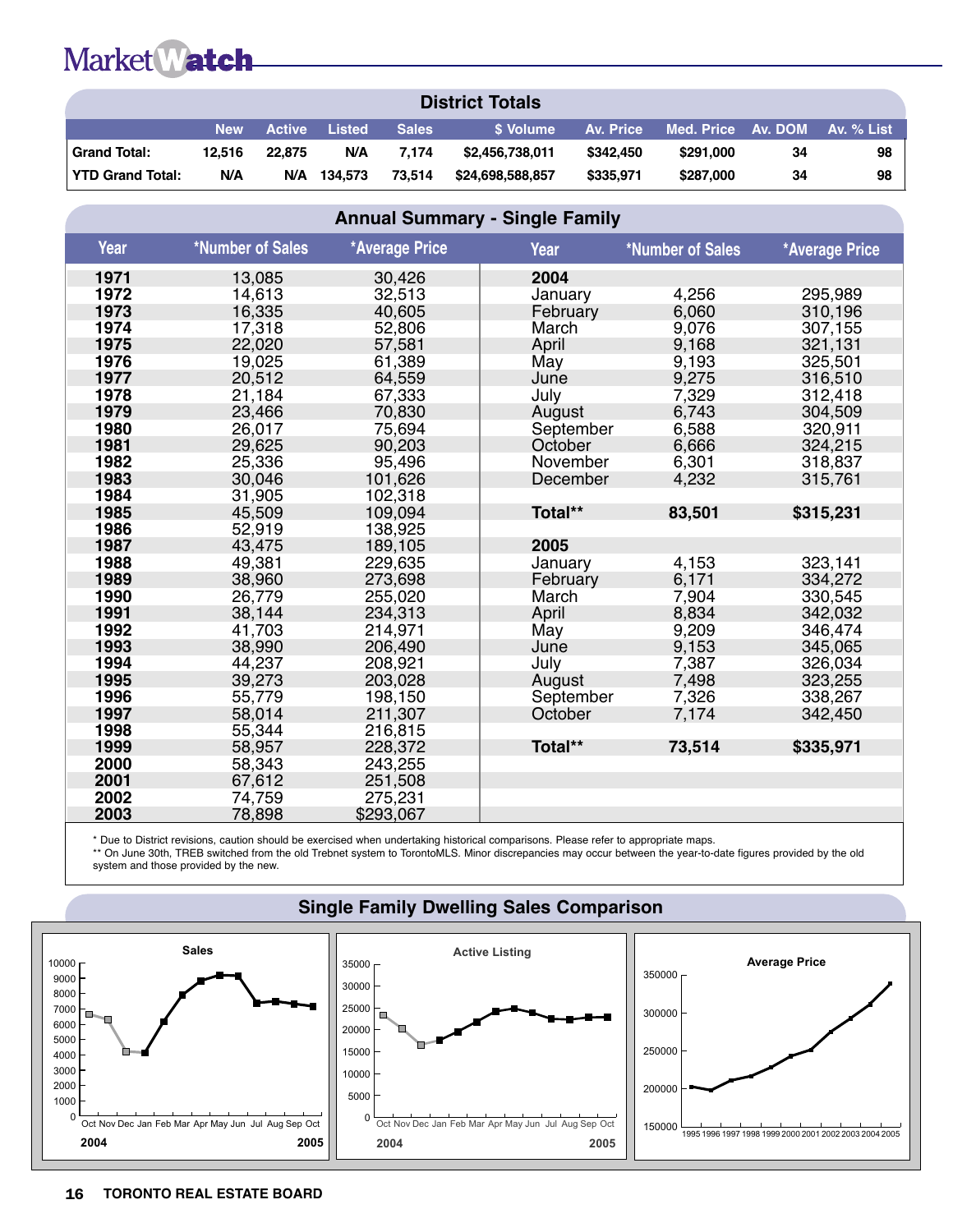# MarketWatch

## District Totals

| | New | Active | Listed | Sales | $ Volume | Av. Price | Med. Price | Av. DOM | Av. % List |
|---|---|---|---|---|---|---|---|---|---|
| Grand Total: | 12,516 | 22,875 | N/A | 7,174 | $2,456,738,011 | $342,450 | $291,000 | 34 | 98 |
| YTD Grand Total: | N/A | N/A | 134,573 | 73,514 | $24,698,588,857 | $335,971 | $287,000 | 34 | 98 |

## Annual Summary - Single Family

| Year | *Number of Sales | *Average Price | Year | *Number of Sales | *Average Price |
|---|---|---|---|---|---|
| 1971 | 13,085 | 30,426 | 2004 | | |
| 1972 | 14,613 | 32,513 | January | 4,256 | 295,989 |
| 1973 | 16,335 | 40,605 | February | 6,060 | 310,196 |
| 1974 | 17,318 | 52,806 | March | 9,076 | 307,155 |
| 1975 | 22,020 | 57,581 | April | 9,168 | 321,131 |
| 1976 | 19,025 | 61,389 | May | 9,193 | 325,501 |
| 1977 | 20,512 | 64,559 | June | 9,275 | 316,510 |
| 1978 | 21,184 | 67,333 | July | 7,329 | 312,418 |
| 1979 | 23,466 | 70,830 | August | 6,743 | 304,509 |
| 1980 | 26,017 | 75,694 | September | 6,588 | 320,911 |
| 1981 | 29,625 | 90,203 | October | 6,666 | 324,215 |
| 1982 | 25,336 | 95,496 | November | 6,301 | 318,837 |
| 1983 | 30,046 | 101,626 | December | 4,232 | 315,761 |
| 1984 | 31,905 | 102,318 | | | |
| 1985 | 45,509 | 109,094 | **Total**** | **83,501** | **$315,231** |
| 1986 | 52,919 | 138,925 | | | |
| 1987 | 43,475 | 189,105 | 2005 | | |
| 1988 | 49,381 | 229,635 | January | 4,153 | 323,141 |
| 1989 | 38,960 | 273,698 | February | 6,171 | 334,272 |
| 1990 | 26,779 | 255,020 | March | 7,904 | 330,545 |
| 1991 | 38,144 | 234,313 | April | 8,834 | 342,032 |
| 1992 | 41,703 | 214,971 | May | 9,209 | 346,474 |
| 1993 | 38,990 | 206,490 | June | 9,153 | 345,065 |
| 1994 | 44,237 | 208,921 | July | 7,387 | 326,034 |
| 1995 | 39,273 | 203,028 | August | 7,498 | 323,255 |
| 1996 | 55,779 | 198,150 | September | 7,326 | 338,267 |
| 1997 | 58,014 | 211,307 | October | 7,174 | 342,450 |
| 1998 | 55,344 | 216,815 | | | |
| 1999 | 58,957 | 228,372 | **Total**** | **73,514** | **$335,971** |
| 2000 | 58,343 | 243,255 | | | |
| 2001 | 67,612 | 251,508 | | | |
| 2002 | 74,759 | 275,231 | | | |
| 2003 | 78,898 | $293,067 | | | |

\* Due to District revisions, caution should be exercised when undertaking historical comparisons. Please refer to appropriate maps.
** On June 30th, TREB switched from the old Trebnet system to TorontoMLS. Minor discrepancies may occur between the year-to-date figures provided by the old system and those provided by the new.

## Single Family Dwelling Sales Comparison

Sales
10000 9000 8000 7000 6000 5000 4000 3000 2000 1000 0
Oct Nov Dec Jan Feb Mar Apr May Jun Jul Aug Sep Oct
2004 2005

Active Listing
35000 30000 25000 20000 15000 10000 5000 0
Oct Nov Dec Jan Feb Mar Apr May Jun Jul Aug Sep Oct
2004 2005

Average Price
350000 300000 250000 200000 150000
1995 1996 1997 1998 1999 2000 2001 2002 2003 2004 2005

TORONTO REAL ESTATE BOARD